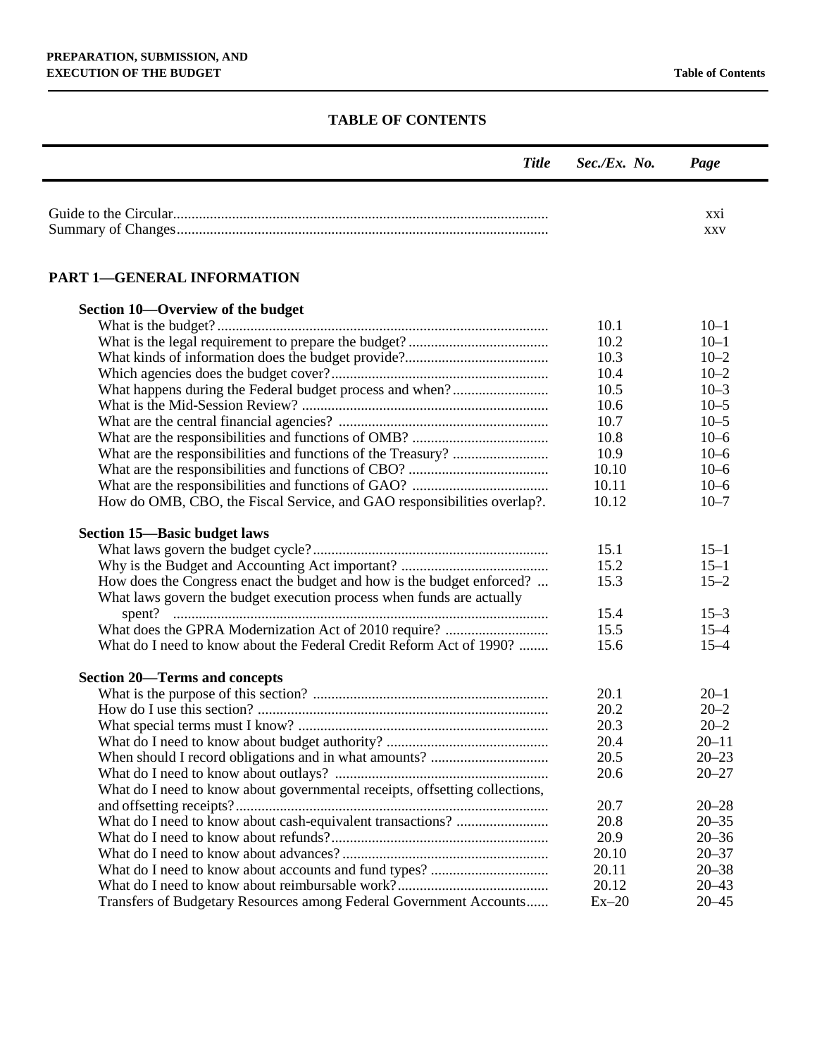# TABLE OF CONTENTS

| Title | Sec./Ex. No. | Page |
|---|---|---|
| Guide to the Circular | | xxi |
| Summary of Changes | | xxv |
| **PART 1—GENERAL INFORMATION** | | |
| **Section 10—Overview of the budget** | | |
| What is the budget? | 10.1 | 10–1 |
| What is the legal requirement to prepare the budget? | 10.2 | 10–1 |
| What kinds of information does the budget provide? | 10.3 | 10–2 |
| Which agencies does the budget cover? | 10.4 | 10–2 |
| What happens during the Federal budget process and when? | 10.5 | 10–3 |
| What is the Mid-Session Review? | 10.6 | 10–5 |
| What are the central financial agencies? | 10.7 | 10–5 |
| What are the responsibilities and functions of OMB? | 10.8 | 10–6 |
| What are the responsibilities and functions of the Treasury? | 10.9 | 10–6 |
| What are the responsibilities and functions of CBO? | 10.10 | 10–6 |
| What are the responsibilities and functions of GAO? | 10.11 | 10–6 |
| How do OMB, CBO, the Fiscal Service, and GAO responsibilities overlap?. | 10.12 | 10–7 |
| **Section 15—Basic budget laws** | | |
| What laws govern the budget cycle? | 15.1 | 15–1 |
| Why is the Budget and Accounting Act important? | 15.2 | 15–1 |
| How does the Congress enact the budget and how is the budget enforced? ... | 15.3 | 15–2 |
| What laws govern the budget execution process when funds are actually spent? | 15.4 | 15–3 |
| What does the GPRA Modernization Act of 2010 require? | 15.5 | 15–4 |
| What do I need to know about the Federal Credit Reform Act of 1990? | 15.6 | 15–4 |
| **Section 20—Terms and concepts** | | |
| What is the purpose of this section? | 20.1 | 20–1 |
| How do I use this section? | 20.2 | 20–2 |
| What special terms must I know? | 20.3 | 20–2 |
| What do I need to know about budget authority? | 20.4 | 20–11 |
| When should I record obligations and in what amounts? | 20.5 | 20–23 |
| What do I need to know about outlays? | 20.6 | 20–27 |
| What do I need to know about governmental receipts, offsetting collections, and offsetting receipts? | 20.7 | 20–28 |
| What do I need to know about cash-equivalent transactions? | 20.8 | 20–35 |
| What do I need to know about refunds? | 20.9 | 20–36 |
| What do I need to know about advances? | 20.10 | 20–37 |
| What do I need to know about accounts and fund types? | 20.11 | 20–38 |
| What do I need to know about reimbursable work? | 20.12 | 20–43 |
| Transfers of Budgetary Resources among Federal Government Accounts | Ex–20 | 20–45 |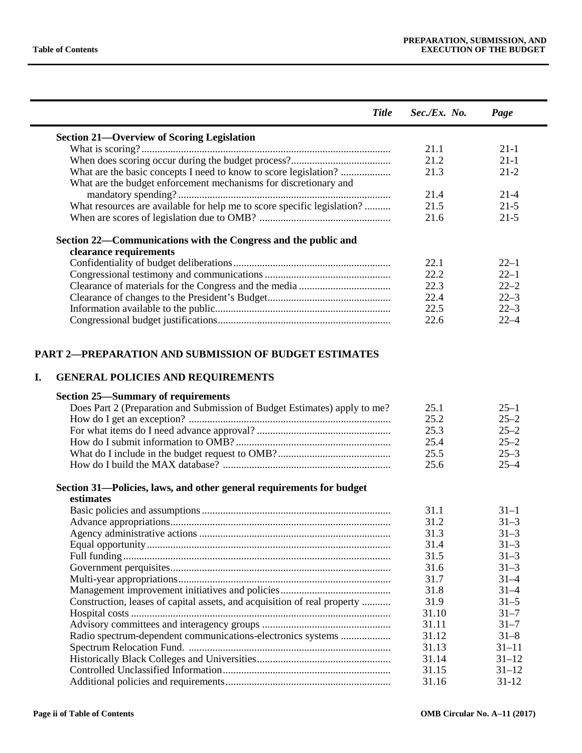| Title | Sec./Ex. No. | Page |
|---|---|---|
| **Section 21—Overview of Scoring Legislation** | | |
| What is scoring? | 21.1 | 21-1 |
| When does scoring occur during the budget process? | 21.2 | 21-1 |
| What are the basic concepts I need to know to score legislation? | 21.3 | 21-2 |
| What are the budget enforcement mechanisms for discretionary and mandatory spending? | 21.4 | 21-4 |
| What resources are available for help me to score specific legislation? | 21.5 | 21-5 |
| When are scores of legislation due to OMB? | 21.6 | 21-5 |
| **Section 22—Communications with the Congress and the public and clearance requirements** | | |
| Confidentiality of budget deliberations | 22.1 | 22–1 |
| Congressional testimony and communications | 22.2 | 22–1 |
| Clearance of materials for the Congress and the media | 22.3 | 22–2 |
| Clearance of changes to the President's Budget | 22.4 | 22–3 |
| Information available to the public | 22.5 | 22–3 |
| Congressional budget justifications | 22.6 | 22–4 |

## PART 2—PREPARATION AND SUBMISSION OF BUDGET ESTIMATES

### I. GENERAL POLICIES AND REQUIREMENTS

| Title | Sec./Ex. No. | Page |
|---|---|---|
| **Section 25—Summary of requirements** | | |
| Does Part 2 (Preparation and Submission of Budget Estimates) apply to me? | 25.1 | 25–1 |
| How do I get an exception? | 25.2 | 25–2 |
| For what items do I need advance approval? | 25.3 | 25–2 |
| How do I submit information to OMB? | 25.4 | 25–2 |
| What do I include in the budget request to OMB? | 25.5 | 25–3 |
| How do I build the MAX database? | 25.6 | 25–4 |
| **Section 31—Policies, laws, and other general requirements for budget estimates** | | |
| Basic policies and assumptions | 31.1 | 31–1 |
| Advance appropriations | 31.2 | 31–3 |
| Agency administrative actions | 31.3 | 31–3 |
| Equal opportunity | 31.4 | 31–3 |
| Full funding | 31.5 | 31–3 |
| Government perquisites | 31.6 | 31–3 |
| Multi-year appropriations | 31.7 | 31–4 |
| Management improvement initiatives and policies | 31.8 | 31–4 |
| Construction, leases of capital assets, and acquisition of real property | 31.9 | 31–5 |
| Hospital costs | 31.10 | 31–7 |
| Advisory committees and interagency groups | 31.11 | 31–7 |
| Radio spectrum-dependent communications-electronics systems | 31.12 | 31–8 |
| Spectrum Relocation Fund. | 31.13 | 31–11 |
| Historically Black Colleges and Universities | 31.14 | 31–12 |
| Controlled Unclassified Information | 31.15 | 31–12 |
| Additional policies and requirements | 31.16 | 31-12 |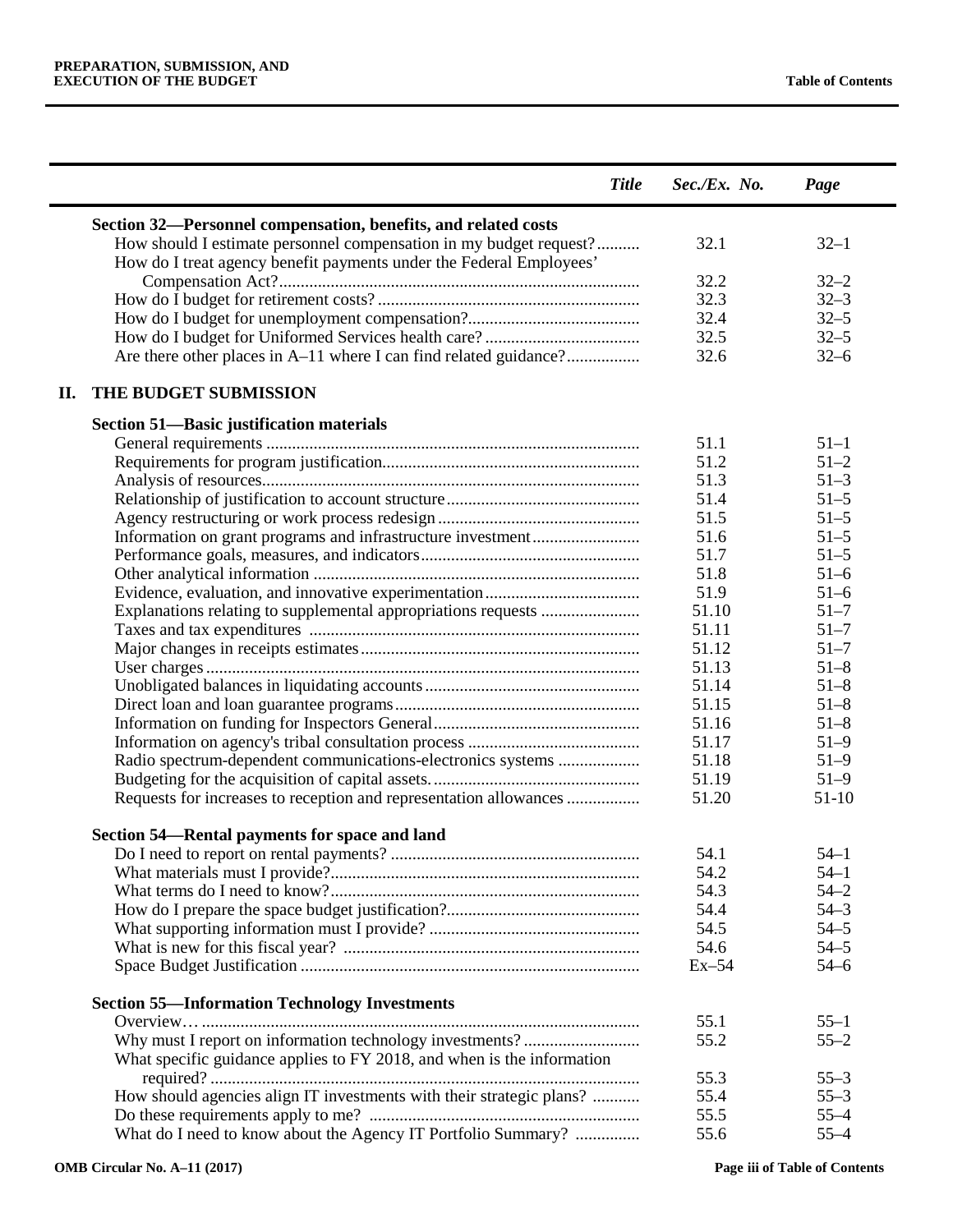| Title | Sec./Ex. No. | Page |
|---|---|---|
| **Section 32—Personnel compensation, benefits, and related costs** | | |
| How should I estimate personnel compensation in my budget request? | 32.1 | 32–1 |
| How do I treat agency benefit payments under the Federal Employees' Compensation Act? | 32.2 | 32–2 |
| How do I budget for retirement costs? | 32.3 | 32–3 |
| How do I budget for unemployment compensation? | 32.4 | 32–5 |
| How do I budget for Uniformed Services health care? | 32.5 | 32–5 |
| Are there other places in A–11 where I can find related guidance? | 32.6 | 32–6 |
| **II. THE BUDGET SUBMISSION** | | |
| **Section 51—Basic justification materials** | | |
| General requirements | 51.1 | 51–1 |
| Requirements for program justification | 51.2 | 51–2 |
| Analysis of resources | 51.3 | 51–3 |
| Relationship of justification to account structure | 51.4 | 51–5 |
| Agency restructuring or work process redesign | 51.5 | 51–5 |
| Information on grant programs and infrastructure investment | 51.6 | 51–5 |
| Performance goals, measures, and indicators | 51.7 | 51–5 |
| Other analytical information | 51.8 | 51–6 |
| Evidence, evaluation, and innovative experimentation | 51.9 | 51–6 |
| Explanations relating to supplemental appropriations requests | 51.10 | 51–7 |
| Taxes and tax expenditures | 51.11 | 51–7 |
| Major changes in receipts estimates | 51.12 | 51–7 |
| User charges | 51.13 | 51–8 |
| Unobligated balances in liquidating accounts | 51.14 | 51–8 |
| Direct loan and loan guarantee programs | 51.15 | 51–8 |
| Information on funding for Inspectors General | 51.16 | 51–8 |
| Information on agency's tribal consultation process | 51.17 | 51–9 |
| Radio spectrum-dependent communications-electronics systems | 51.18 | 51–9 |
| Budgeting for the acquisition of capital assets. | 51.19 | 51–9 |
| Requests for increases to reception and representation allowances | 51.20 | 51-10 |
| **Section 54—Rental payments for space and land** | | |
| Do I need to report on rental payments? | 54.1 | 54–1 |
| What materials must I provide? | 54.2 | 54–1 |
| What terms do I need to know? | 54.3 | 54–2 |
| How do I prepare the space budget justification? | 54.4 | 54–3 |
| What supporting information must I provide? | 54.5 | 54–5 |
| What is new for this fiscal year? | 54.6 | 54–5 |
| Space Budget Justification | Ex–54 | 54–6 |
| **Section 55—Information Technology Investments** | | |
| Overview… | 55.1 | 55–1 |
| Why must I report on information technology investments? | 55.2 | 55–2 |
| What specific guidance applies to FY 2018, and when is the information required? | 55.3 | 55–3 |
| How should agencies align IT investments with their strategic plans? | 55.4 | 55–3 |
| Do these requirements apply to me? | 55.5 | 55–4 |
| What do I need to know about the Agency IT Portfolio Summary? | 55.6 | 55–4 |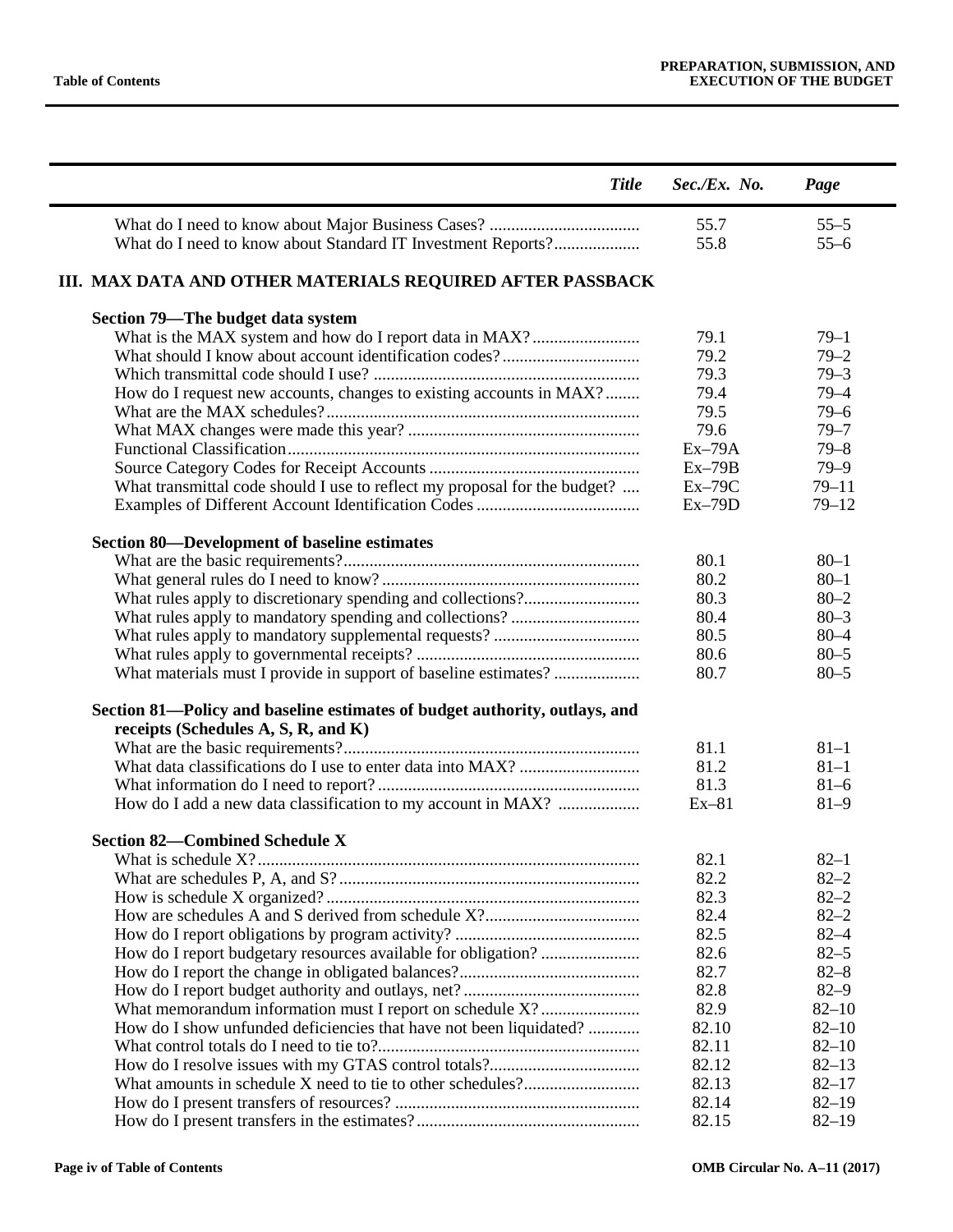| *Title* | *Sec./Ex. No.* | *Page* |
|---|---|---|
| What do I need to know about Major Business Cases? | 55.7 | 55–5 |
| What do I need to know about Standard IT Investment Reports? | 55.8 | 55–6 |
| **III. MAX DATA AND OTHER MATERIALS REQUIRED AFTER PASSBACK** | | |
| **Section 79—The budget data system** | | |
| What is the MAX system and how do I report data in MAX? | 79.1 | 79–1 |
| What should I know about account identification codes? | 79.2 | 79–2 |
| Which transmittal code should I use? | 79.3 | 79–3 |
| How do I request new accounts, changes to existing accounts in MAX? | 79.4 | 79–4 |
| What are the MAX schedules? | 79.5 | 79–6 |
| What MAX changes were made this year? | 79.6 | 79–7 |
| Functional Classification | Ex–79A | 79–8 |
| Source Category Codes for Receipt Accounts | Ex–79B | 79–9 |
| What transmittal code should I use to reflect my proposal for the budget? | Ex–79C | 79–11 |
| Examples of Different Account Identification Codes | Ex–79D | 79–12 |
| **Section 80—Development of baseline estimates** | | |
| What are the basic requirements? | 80.1 | 80–1 |
| What general rules do I need to know? | 80.2 | 80–1 |
| What rules apply to discretionary spending and collections? | 80.3 | 80–2 |
| What rules apply to mandatory spending and collections? | 80.4 | 80–3 |
| What rules apply to mandatory supplemental requests? | 80.5 | 80–4 |
| What rules apply to governmental receipts? | 80.6 | 80–5 |
| What materials must I provide in support of baseline estimates? | 80.7 | 80–5 |
| **Section 81—Policy and baseline estimates of budget authority, outlays, and receipts (Schedules A, S, R, and K)** | | |
| What are the basic requirements? | 81.1 | 81–1 |
| What data classifications do I use to enter data into MAX? | 81.2 | 81–1 |
| What information do I need to report? | 81.3 | 81–6 |
| How do I add a new data classification to my account in MAX? | Ex–81 | 81–9 |
| **Section 82—Combined Schedule X** | | |
| What is schedule X? | 82.1 | 82–1 |
| What are schedules P, A, and S? | 82.2 | 82–2 |
| How is schedule X organized? | 82.3 | 82–2 |
| How are schedules A and S derived from schedule X? | 82.4 | 82–2 |
| How do I report obligations by program activity? | 82.5 | 82–4 |
| How do I report budgetary resources available for obligation? | 82.6 | 82–5 |
| How do I report the change in obligated balances? | 82.7 | 82–8 |
| How do I report budget authority and outlays, net? | 82.8 | 82–9 |
| What memorandum information must I report on schedule X? | 82.9 | 82–10 |
| How do I show unfunded deficiencies that have not been liquidated? | 82.10 | 82–10 |
| What control totals do I need to tie to? | 82.11 | 82–10 |
| How do I resolve issues with my GTAS control totals? | 82.12 | 82–13 |
| What amounts in schedule X need to tie to other schedules? | 82.13 | 82–17 |
| How do I present transfers of resources? | 82.14 | 82–19 |
| How do I present transfers in the estimates? | 82.15 | 82–19 |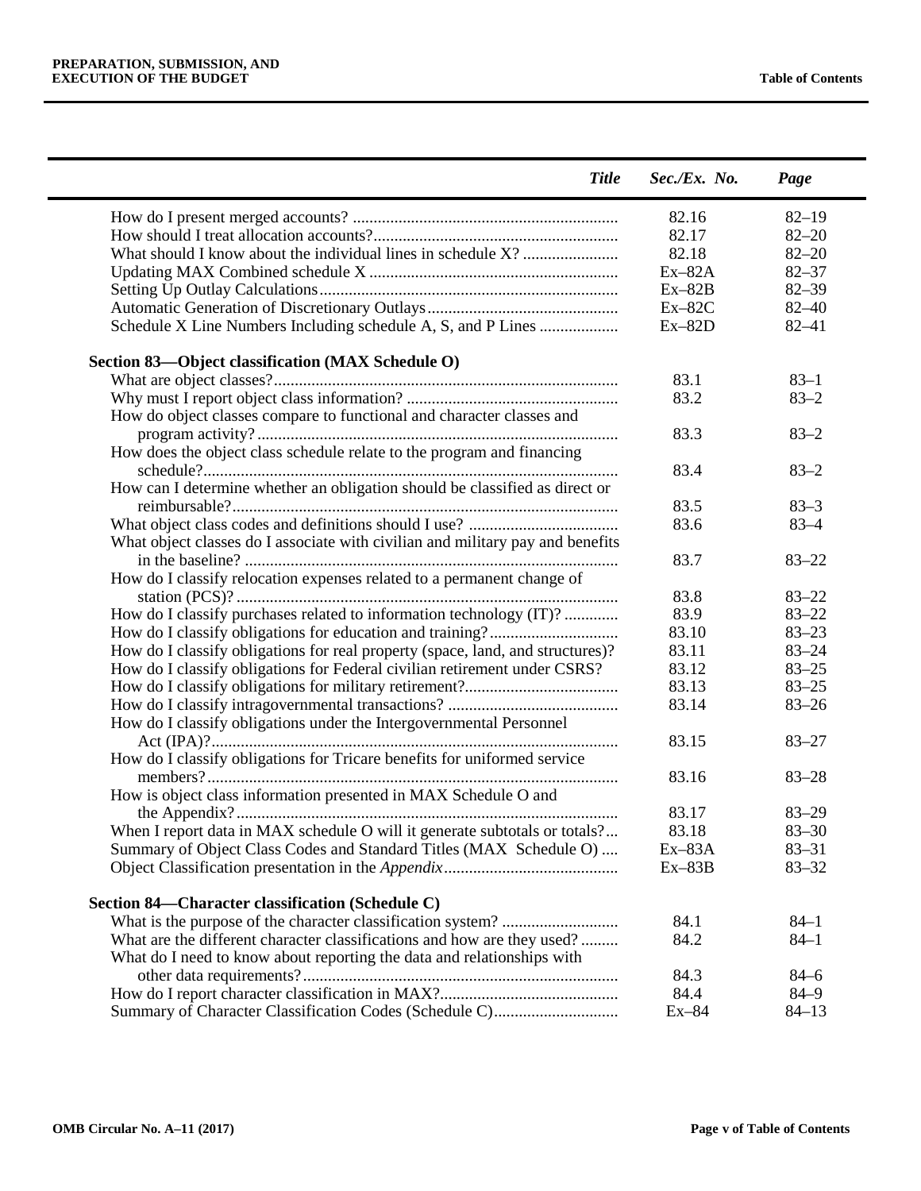| *Title* | *Sec./Ex. No.* | *Page* |
|---|---|---|
| How do I present merged accounts? | 82.16 | 82–19 |
| How should I treat allocation accounts? | 82.17 | 82–20 |
| What should I know about the individual lines in schedule X? | 82.18 | 82–20 |
| Updating MAX Combined schedule X | Ex–82A | 82–37 |
| Setting Up Outlay Calculations | Ex–82B | 82–39 |
| Automatic Generation of Discretionary Outlays | Ex–82C | 82–40 |
| Schedule X Line Numbers Including schedule A, S, and P Lines | Ex–82D | 82–41 |
| **Section 83—Object classification (MAX Schedule O)** | | |
| What are object classes? | 83.1 | 83–1 |
| Why must I report object class information? | 83.2 | 83–2 |
| How do object classes compare to functional and character classes and program activity? | 83.3 | 83–2 |
| How does the object class schedule relate to the program and financing schedule? | 83.4 | 83–2 |
| How can I determine whether an obligation should be classified as direct or reimbursable? | 83.5 | 83–3 |
| What object class codes and definitions should I use? | 83.6 | 83–4 |
| What object classes do I associate with civilian and military pay and benefits in the baseline? | 83.7 | 83–22 |
| How do I classify relocation expenses related to a permanent change of station (PCS)? | 83.8 | 83–22 |
| How do I classify purchases related to information technology (IT)? | 83.9 | 83–22 |
| How do I classify obligations for education and training? | 83.10 | 83–23 |
| How do I classify obligations for real property (space, land, and structures)? | 83.11 | 83–24 |
| How do I classify obligations for Federal civilian retirement under CSRS? | 83.12 | 83–25 |
| How do I classify obligations for military retirement? | 83.13 | 83–25 |
| How do I classify intragovernmental transactions? | 83.14 | 83–26 |
| How do I classify obligations under the Intergovernmental Personnel Act (IPA)? | 83.15 | 83–27 |
| How do I classify obligations for Tricare benefits for uniformed service members? | 83.16 | 83–28 |
| How is object class information presented in MAX Schedule O and the Appendix? | 83.17 | 83–29 |
| When I report data in MAX schedule O will it generate subtotals or totals? | 83.18 | 83–30 |
| Summary of Object Class Codes and Standard Titles (MAX Schedule O) | Ex–83A | 83–31 |
| Object Classification presentation in the *Appendix* | Ex–83B | 83–32 |
| **Section 84—Character classification (Schedule C)** | | |
| What is the purpose of the character classification system? | 84.1 | 84–1 |
| What are the different character classifications and how are they used? | 84.2 | 84–1 |
| What do I need to know about reporting the data and relationships with other data requirements? | 84.3 | 84–6 |
| How do I report character classification in MAX? | 84.4 | 84–9 |
| Summary of Character Classification Codes (Schedule C) | Ex–84 | 84–13 |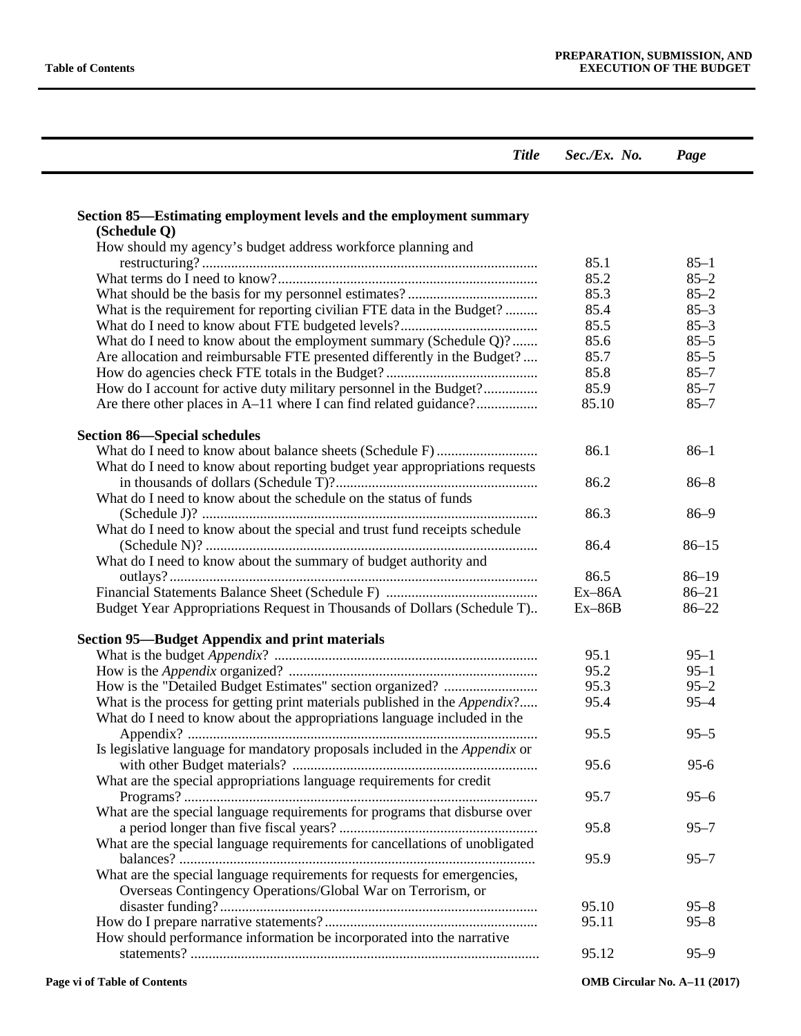| Title | Sec./Ex. No. | Page |
|---|---|---|
| **Section 85—Estimating employment levels and the employment summary (Schedule Q)** | | |
| How should my agency's budget address workforce planning and restructuring? | 85.1 | 85–1 |
| What terms do I need to know? | 85.2 | 85–2 |
| What should be the basis for my personnel estimates? | 85.3 | 85–2 |
| What is the requirement for reporting civilian FTE data in the Budget? | 85.4 | 85–3 |
| What do I need to know about FTE budgeted levels? | 85.5 | 85–3 |
| What do I need to know about the employment summary (Schedule Q)? | 85.6 | 85–5 |
| Are allocation and reimbursable FTE presented differently in the Budget? | 85.7 | 85–5 |
| How do agencies check FTE totals in the Budget? | 85.8 | 85–7 |
| How do I account for active duty military personnel in the Budget? | 85.9 | 85–7 |
| Are there other places in A–11 where I can find related guidance? | 85.10 | 85–7 |
| **Section 86—Special schedules** | | |
| What do I need to know about balance sheets (Schedule F) | 86.1 | 86–1 |
| What do I need to know about reporting budget year appropriations requests in thousands of dollars (Schedule T)? | 86.2 | 86–8 |
| What do I need to know about the schedule on the status of funds (Schedule J)? | 86.3 | 86–9 |
| What do I need to know about the special and trust fund receipts schedule (Schedule N)? | 86.4 | 86–15 |
| What do I need to know about the summary of budget authority and outlays? | 86.5 | 86–19 |
| Financial Statements Balance Sheet (Schedule F) | Ex–86A | 86–21 |
| Budget Year Appropriations Request in Thousands of Dollars (Schedule T) | Ex–86B | 86–22 |
| **Section 95—Budget Appendix and print materials** | | |
| What is the budget *Appendix*? | 95.1 | 95–1 |
| How is the *Appendix* organized? | 95.2 | 95–1 |
| How is the "Detailed Budget Estimates" section organized? | 95.3 | 95–2 |
| What is the process for getting print materials published in the *Appendix*? | 95.4 | 95–4 |
| What do I need to know about the appropriations language included in the Appendix? | 95.5 | 95–5 |
| Is legislative language for mandatory proposals included in the *Appendix* or with other Budget materials? | 95.6 | 95-6 |
| What are the special appropriations language requirements for credit Programs? | 95.7 | 95–6 |
| What are the special language requirements for programs that disburse over a period longer than five fiscal years? | 95.8 | 95–7 |
| What are the special language requirements for cancellations of unobligated balances? | 95.9 | 95–7 |
| What are the special language requirements for requests for emergencies, Overseas Contingency Operations/Global War on Terrorism, or disaster funding? | 95.10 | 95–8 |
| How do I prepare narrative statements? | 95.11 | 95–8 |
| How should performance information be incorporated into the narrative statements? | 95.12 | 95–9 |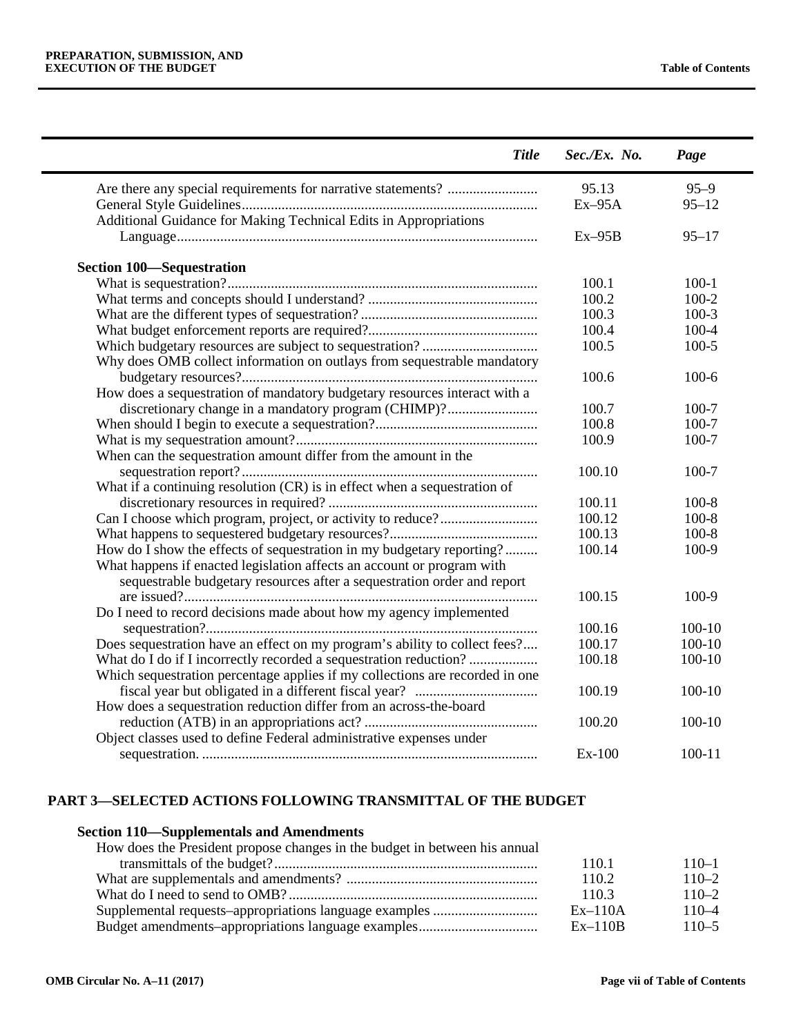| Title | Sec./Ex. No. | Page |
|---|---|---|
| Are there any special requirements for narrative statements? | 95.13 | 95–9 |
| General Style Guidelines | Ex–95A | 95–12 |
| Additional Guidance for Making Technical Edits in Appropriations Language | Ex–95B | 95–17 |
| **Section 100—Sequestration** | | |
| What is sequestration? | 100.1 | 100-1 |
| What terms and concepts should I understand? | 100.2 | 100-2 |
| What are the different types of sequestration? | 100.3 | 100-3 |
| What budget enforcement reports are required? | 100.4 | 100-4 |
| Which budgetary resources are subject to sequestration? | 100.5 | 100-5 |
| Why does OMB collect information on outlays from sequestrable mandatory budgetary resources? | 100.6 | 100-6 |
| How does a sequestration of mandatory budgetary resources interact with a discretionary change in a mandatory program (CHIMP)? | 100.7 | 100-7 |
| When should I begin to execute a sequestration? | 100.8 | 100-7 |
| What is my sequestration amount? | 100.9 | 100-7 |
| When can the sequestration amount differ from the amount in the sequestration report? | 100.10 | 100-7 |
| What if a continuing resolution (CR) is in effect when a sequestration of discretionary resources in required? | 100.11 | 100-8 |
| Can I choose which program, project, or activity to reduce? | 100.12 | 100-8 |
| What happens to sequestered budgetary resources? | 100.13 | 100-8 |
| How do I show the effects of sequestration in my budgetary reporting? | 100.14 | 100-9 |
| What happens if enacted legislation affects an account or program with sequestrable budgetary resources after a sequestration order and report are issued? | 100.15 | 100-9 |
| Do I need to record decisions made about how my agency implemented sequestration? | 100.16 | 100-10 |
| Does sequestration have an effect on my program's ability to collect fees? | 100.17 | 100-10 |
| What do I do if I incorrectly recorded a sequestration reduction? | 100.18 | 100-10 |
| Which sequestration percentage applies if my collections are recorded in one fiscal year but obligated in a different fiscal year? | 100.19 | 100-10 |
| How does a sequestration reduction differ from an across-the-board reduction (ATB) in an appropriations act? | 100.20 | 100-10 |
| Object classes used to define Federal administrative expenses under sequestration. | Ex-100 | 100-11 |
| **PART 3—SELECTED ACTIONS FOLLOWING TRANSMITTAL OF THE BUDGET** | | |
| **Section 110—Supplementals and Amendments** | | |
| How does the President propose changes in the budget in between his annual transmittals of the budget? | 110.1 | 110–1 |
| What are supplementals and amendments? | 110.2 | 110–2 |
| What do I need to send to OMB? | 110.3 | 110–2 |
| Supplemental requests–appropriations language examples | Ex–110A | 110–4 |
| Budget amendments–appropriations language examples | Ex–110B | 110–5 |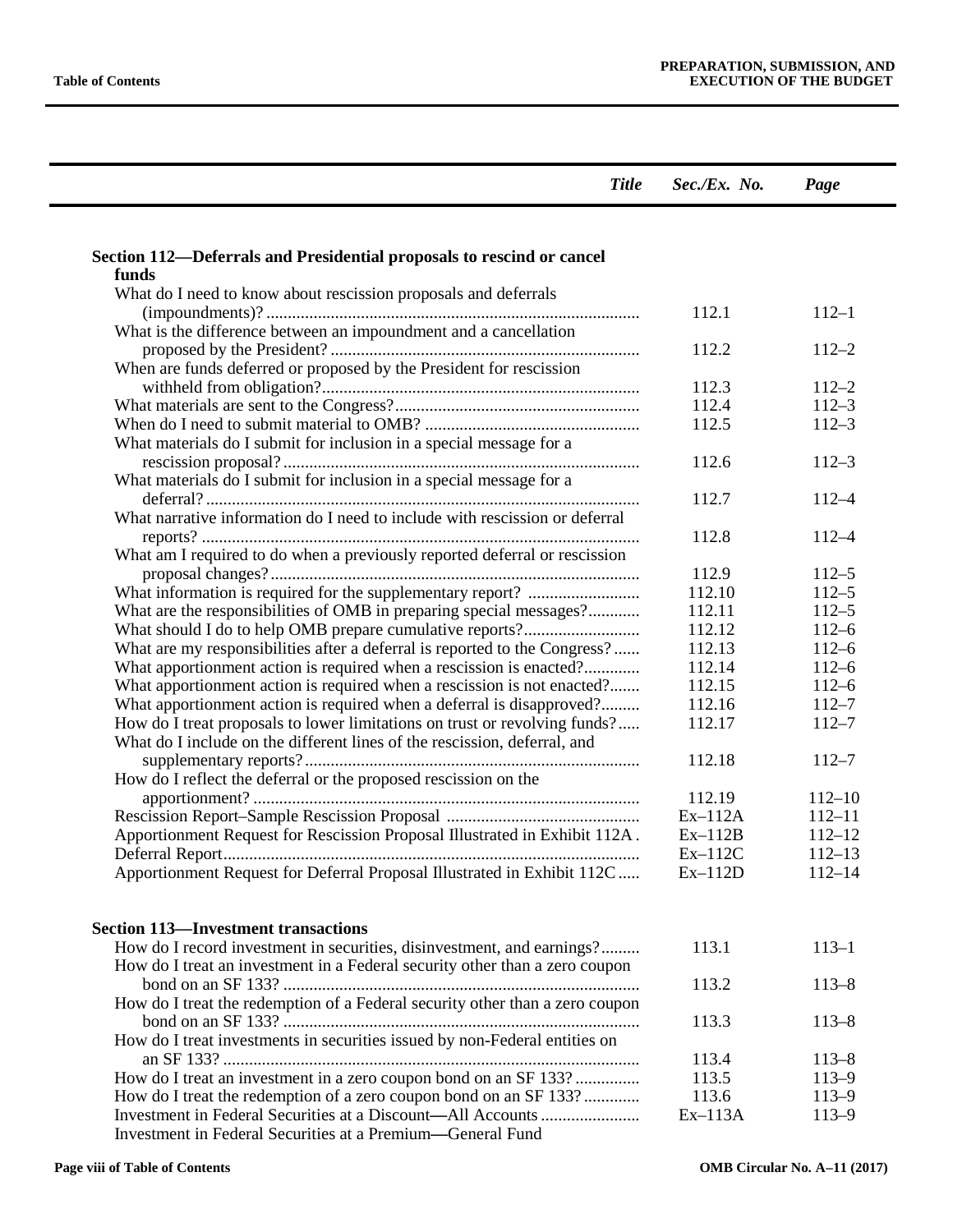| *Title* | *Sec./Ex. No.* | *Page* |
|---|---|---|
| **Section 112—Deferrals and Presidential proposals to rescind or cancel funds** | | |
| What do I need to know about rescission proposals and deferrals (impoundments)? | 112.1 | 112–1 |
| What is the difference between an impoundment and a cancellation proposed by the President? | 112.2 | 112–2 |
| When are funds deferred or proposed by the President for rescission withheld from obligation? | 112.3 | 112–2 |
| What materials are sent to the Congress? | 112.4 | 112–3 |
| When do I need to submit material to OMB? | 112.5 | 112–3 |
| What materials do I submit for inclusion in a special message for a rescission proposal? | 112.6 | 112–3 |
| What materials do I submit for inclusion in a special message for a deferral? | 112.7 | 112–4 |
| What narrative information do I need to include with rescission or deferral reports? | 112.8 | 112–4 |
| What am I required to do when a previously reported deferral or rescission proposal changes? | 112.9 | 112–5 |
| What information is required for the supplementary report? | 112.10 | 112–5 |
| What are the responsibilities of OMB in preparing special messages? | 112.11 | 112–5 |
| What should I do to help OMB prepare cumulative reports? | 112.12 | 112–6 |
| What are my responsibilities after a deferral is reported to the Congress? | 112.13 | 112–6 |
| What apportionment action is required when a rescission is enacted? | 112.14 | 112–6 |
| What apportionment action is required when a rescission is not enacted? | 112.15 | 112–6 |
| What apportionment action is required when a deferral is disapproved? | 112.16 | 112–7 |
| How do I treat proposals to lower limitations on trust or revolving funds? | 112.17 | 112–7 |
| What do I include on the different lines of the rescission, deferral, and supplementary reports? | 112.18 | 112–7 |
| How do I reflect the deferral or the proposed rescission on the apportionment? | 112.19 | 112–10 |
| Rescission Report–Sample Rescission Proposal | Ex–112A | 112–11 |
| Apportionment Request for Rescission Proposal Illustrated in Exhibit 112A | Ex–112B | 112–12 |
| Deferral Report | Ex–112C | 112–13 |
| Apportionment Request for Deferral Proposal Illustrated in Exhibit 112C | Ex–112D | 112–14 |
| **Section 113—Investment transactions** | | |
| How do I record investment in securities, disinvestment, and earnings? | 113.1 | 113–1 |
| How do I treat an investment in a Federal security other than a zero coupon bond on an SF 133? | 113.2 | 113–8 |
| How do I treat the redemption of a Federal security other than a zero coupon bond on an SF 133? | 113.3 | 113–8 |
| How do I treat investments in securities issued by non-Federal entities on an SF 133? | 113.4 | 113–8 |
| How do I treat an investment in a zero coupon bond on an SF 133? | 113.5 | 113–9 |
| How do I treat the redemption of a zero coupon bond on an SF 133? | 113.6 | 113–9 |
| Investment in Federal Securities at a Discount—All Accounts | Ex–113A | 113–9 |
| Investment in Federal Securities at a Premium—General Fund | | |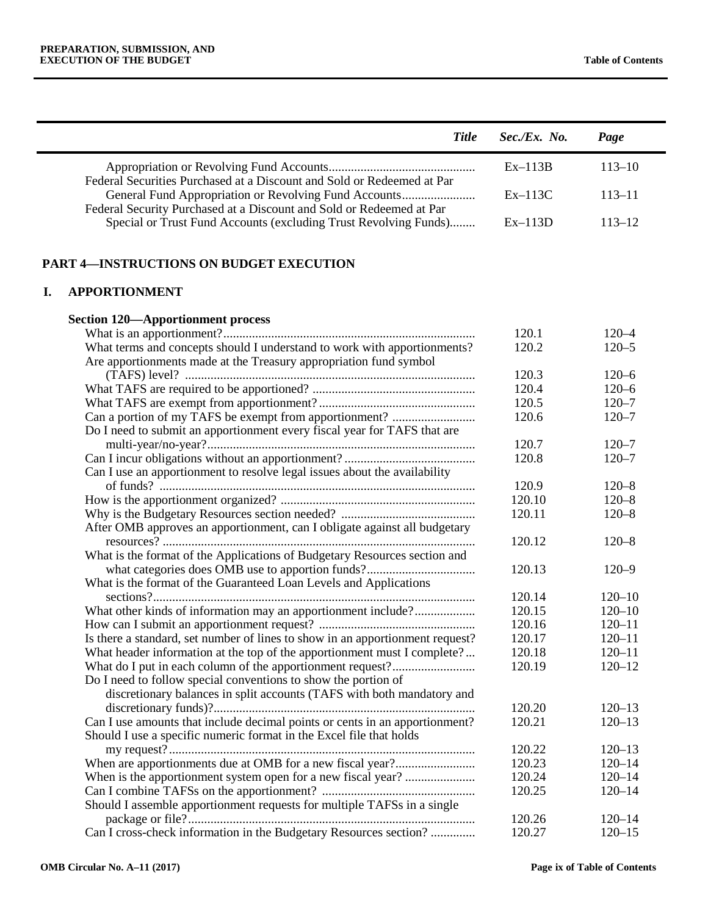| *Title* | *Sec./Ex. No.* | *Page* |
|---|---|---|
| Appropriation or Revolving Fund Accounts | Ex–113B | 113–10 |
| Federal Securities Purchased at a Discount and Sold or Redeemed at Par General Fund Appropriation or Revolving Fund Accounts | Ex–113C | 113–11 |
| Federal Security Purchased at a Discount and Sold or Redeemed at Par Special or Trust Fund Accounts (excluding Trust Revolving Funds) | Ex–113D | 113–12 |

## PART 4—INSTRUCTIONS ON BUDGET EXECUTION

### I. APPORTIONMENT

**Section 120—Apportionment process**

| Title | Sec./Ex. No. | Page |
|---|---|---|
| What is an apportionment? | 120.1 | 120–4 |
| What terms and concepts should I understand to work with apportionments? | 120.2 | 120–5 |
| Are apportionments made at the Treasury appropriation fund symbol (TAFS) level? | 120.3 | 120–6 |
| What TAFS are required to be apportioned? | 120.4 | 120–6 |
| What TAFS are exempt from apportionment? | 120.5 | 120–7 |
| Can a portion of my TAFS be exempt from apportionment? | 120.6 | 120–7 |
| Do I need to submit an apportionment every fiscal year for TAFS that are multi-year/no-year? | 120.7 | 120–7 |
| Can I incur obligations without an apportionment? | 120.8 | 120–7 |
| Can I use an apportionment to resolve legal issues about the availability of funds? | 120.9 | 120–8 |
| How is the apportionment organized? | 120.10 | 120–8 |
| Why is the Budgetary Resources section needed? | 120.11 | 120–8 |
| After OMB approves an apportionment, can I obligate against all budgetary resources? | 120.12 | 120–8 |
| What is the format of the Applications of Budgetary Resources section and what categories does OMB use to apportion funds? | 120.13 | 120–9 |
| What is the format of the Guaranteed Loan Levels and Applications sections? | 120.14 | 120–10 |
| What other kinds of information may an apportionment include? | 120.15 | 120–10 |
| How can I submit an apportionment request? | 120.16 | 120–11 |
| Is there a standard, set number of lines to show in an apportionment request? | 120.17 | 120–11 |
| What header information at the top of the apportionment must I complete? | 120.18 | 120–11 |
| What do I put in each column of the apportionment request? | 120.19 | 120–12 |
| Do I need to follow special conventions to show the portion of discretionary balances in split accounts (TAFS with both mandatory and discretionary funds)? | 120.20 | 120–13 |
| Can I use amounts that include decimal points or cents in an apportionment? | 120.21 | 120–13 |
| Should I use a specific numeric format in the Excel file that holds my request? | 120.22 | 120–13 |
| When are apportionments due at OMB for a new fiscal year? | 120.23 | 120–14 |
| When is the apportionment system open for a new fiscal year? | 120.24 | 120–14 |
| Can I combine TAFSs on the apportionment? | 120.25 | 120–14 |
| Should I assemble apportionment requests for multiple TAFSs in a single package or file? | 120.26 | 120–14 |
| Can I cross-check information in the Budgetary Resources section? | 120.27 | 120–15 |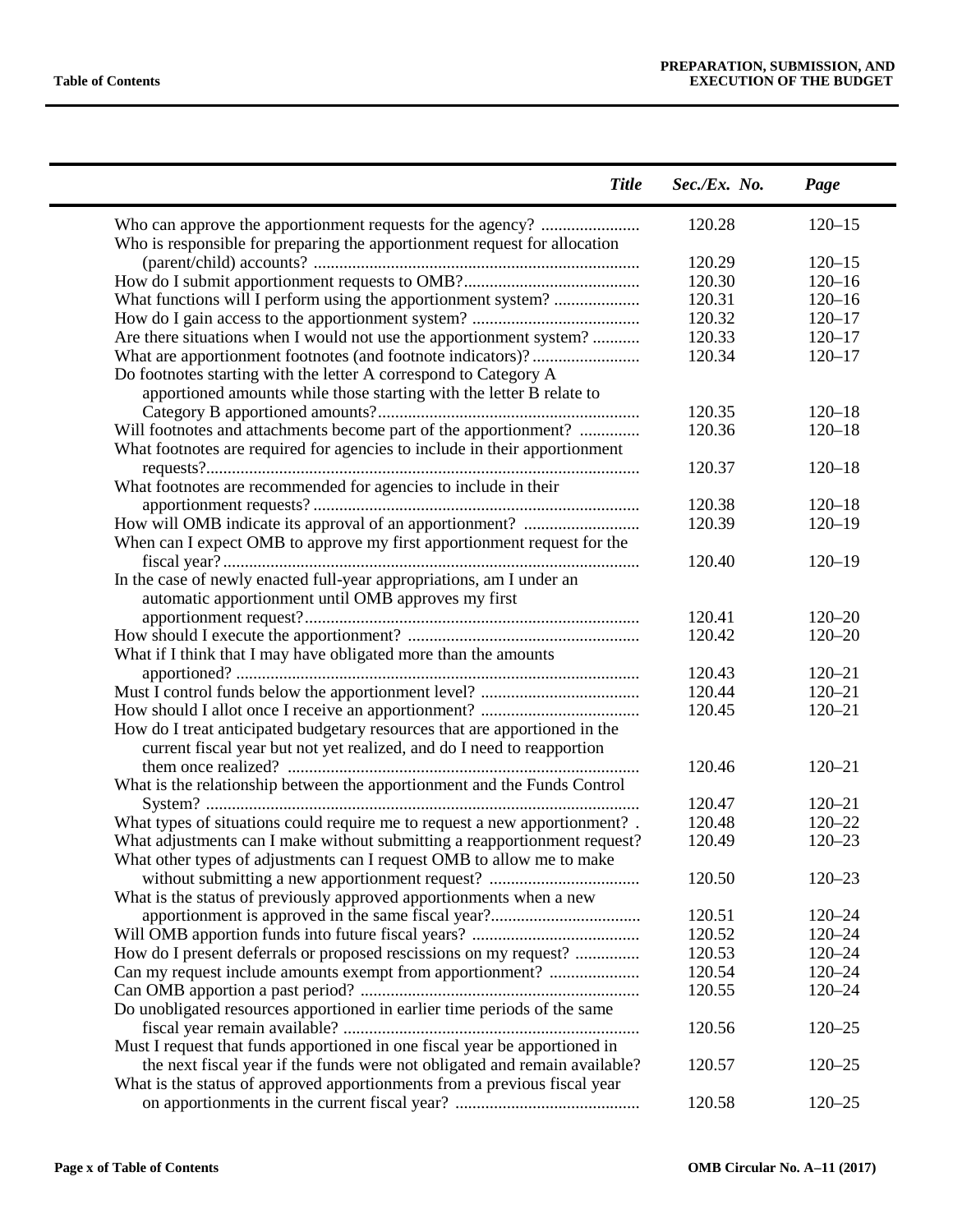| *Title* | *Sec./Ex. No.* | *Page* |
|---|---|---|
| Who can approve the apportionment requests for the agency? | 120.28 | 120–15 |
| Who is responsible for preparing the apportionment request for allocation (parent/child) accounts? | 120.29 | 120–15 |
| How do I submit apportionment requests to OMB? | 120.30 | 120–16 |
| What functions will I perform using the apportionment system? | 120.31 | 120–16 |
| How do I gain access to the apportionment system? | 120.32 | 120–17 |
| Are there situations when I would not use the apportionment system? | 120.33 | 120–17 |
| What are apportionment footnotes (and footnote indicators)? | 120.34 | 120–17 |
| Do footnotes starting with the letter A correspond to Category A apportioned amounts while those starting with the letter B relate to Category B apportioned amounts? | 120.35 | 120–18 |
| Will footnotes and attachments become part of the apportionment? | 120.36 | 120–18 |
| What footnotes are required for agencies to include in their apportionment requests? | 120.37 | 120–18 |
| What footnotes are recommended for agencies to include in their apportionment requests? | 120.38 | 120–18 |
| How will OMB indicate its approval of an apportionment? | 120.39 | 120–19 |
| When can I expect OMB to approve my first apportionment request for the fiscal year? | 120.40 | 120–19 |
| In the case of newly enacted full-year appropriations, am I under an automatic apportionment until OMB approves my first apportionment request? | 120.41 | 120–20 |
| How should I execute the apportionment? | 120.42 | 120–20 |
| What if I think that I may have obligated more than the amounts apportioned? | 120.43 | 120–21 |
| Must I control funds below the apportionment level? | 120.44 | 120–21 |
| How should I allot once I receive an apportionment? | 120.45 | 120–21 |
| How do I treat anticipated budgetary resources that are apportioned in the current fiscal year but not yet realized, and do I need to reapportion them once realized? | 120.46 | 120–21 |
| What is the relationship between the apportionment and the Funds Control System? | 120.47 | 120–21 |
| What types of situations could require me to request a new apportionment? | 120.48 | 120–22 |
| What adjustments can I make without submitting a reapportionment request? | 120.49 | 120–23 |
| What other types of adjustments can I request OMB to allow me to make without submitting a new apportionment request? | 120.50 | 120–23 |
| What is the status of previously approved apportionments when a new apportionment is approved in the same fiscal year? | 120.51 | 120–24 |
| Will OMB apportion funds into future fiscal years? | 120.52 | 120–24 |
| How do I present deferrals or proposed rescissions on my request? | 120.53 | 120–24 |
| Can my request include amounts exempt from apportionment? | 120.54 | 120–24 |
| Can OMB apportion a past period? | 120.55 | 120–24 |
| Do unobligated resources apportioned in earlier time periods of the same fiscal year remain available? | 120.56 | 120–25 |
| Must I request that funds apportioned in one fiscal year be apportioned in the next fiscal year if the funds were not obligated and remain available? | 120.57 | 120–25 |
| What is the status of approved apportionments from a previous fiscal year on apportionments in the current fiscal year? | 120.58 | 120–25 |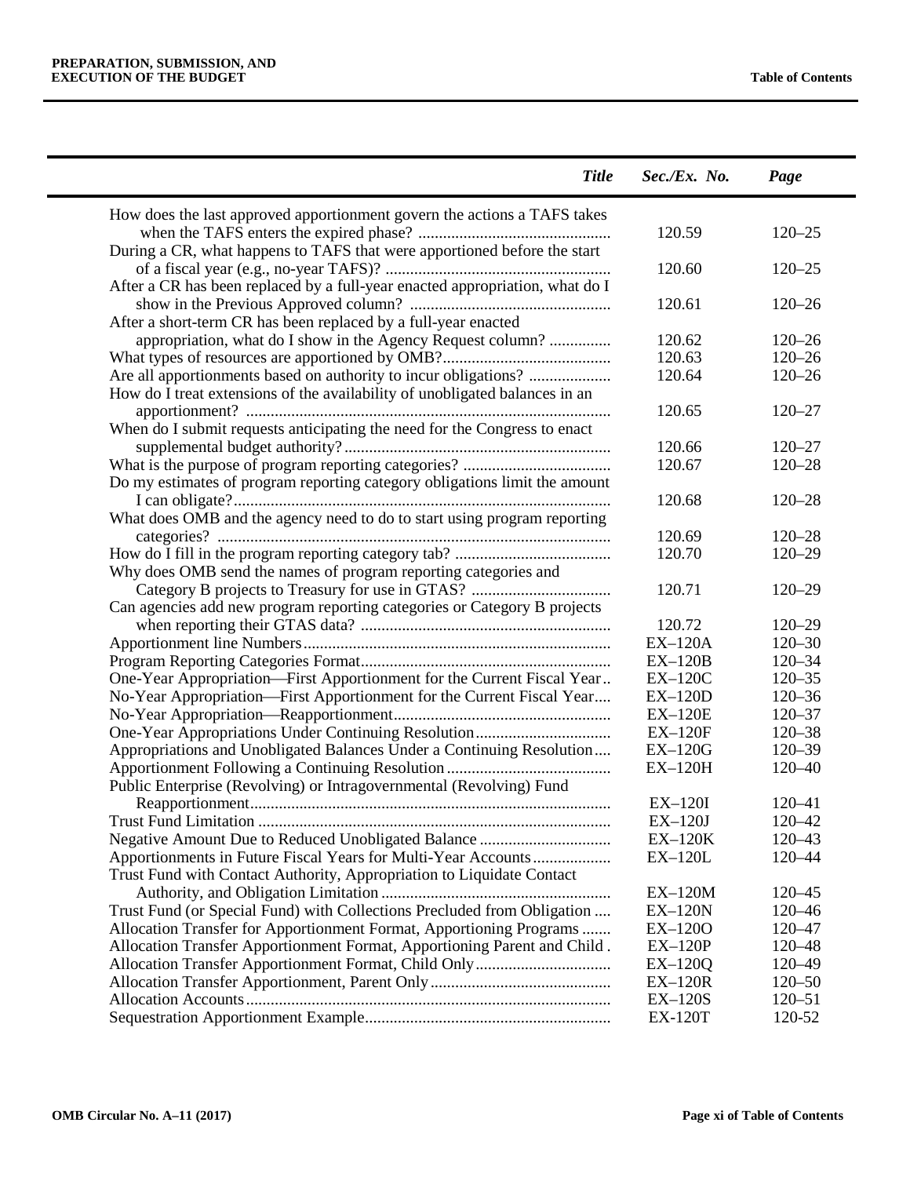| *Title* | *Sec./Ex. No.* | *Page* |
|---|---|---|
| How does the last approved apportionment govern the actions a TAFS takes when the TAFS enters the expired phase? | 120.59 | 120–25 |
| During a CR, what happens to TAFS that were apportioned before the start of a fiscal year (e.g., no-year TAFS)? | 120.60 | 120–25 |
| After a CR has been replaced by a full-year enacted appropriation, what do I show in the Previous Approved column? | 120.61 | 120–26 |
| After a short-term CR has been replaced by a full-year enacted appropriation, what do I show in the Agency Request column? | 120.62 | 120–26 |
| What types of resources are apportioned by OMB? | 120.63 | 120–26 |
| Are all apportionments based on authority to incur obligations? | 120.64 | 120–26 |
| How do I treat extensions of the availability of unobligated balances in an apportionment? | 120.65 | 120–27 |
| When do I submit requests anticipating the need for the Congress to enact supplemental budget authority? | 120.66 | 120–27 |
| What is the purpose of program reporting categories? | 120.67 | 120–28 |
| Do my estimates of program reporting category obligations limit the amount I can obligate? | 120.68 | 120–28 |
| What does OMB and the agency need to do to start using program reporting categories? | 120.69 | 120–28 |
| How do I fill in the program reporting category tab? | 120.70 | 120–29 |
| Why does OMB send the names of program reporting categories and Category B projects to Treasury for use in GTAS? | 120.71 | 120–29 |
| Can agencies add new program reporting categories or Category B projects when reporting their GTAS data? | 120.72 | 120–29 |
| Apportionment line Numbers | EX–120A | 120–30 |
| Program Reporting Categories Format | EX–120B | 120–34 |
| One-Year Appropriation—First Apportionment for the Current Fiscal Year | EX–120C | 120–35 |
| No-Year Appropriation—First Apportionment for the Current Fiscal Year | EX–120D | 120–36 |
| No-Year Appropriation—Reapportionment | EX–120E | 120–37 |
| One-Year Appropriations Under Continuing Resolution | EX–120F | 120–38 |
| Appropriations and Unobligated Balances Under a Continuing Resolution | EX–120G | 120–39 |
| Apportionment Following a Continuing Resolution | EX–120H | 120–40 |
| Public Enterprise (Revolving) or Intragovernmental (Revolving) Fund Reapportionment | EX–120I | 120–41 |
| Trust Fund Limitation | EX–120J | 120–42 |
| Negative Amount Due to Reduced Unobligated Balance | EX–120K | 120–43 |
| Apportionments in Future Fiscal Years for Multi-Year Accounts | EX–120L | 120–44 |
| Trust Fund with Contact Authority, Appropriation to Liquidate Contact Authority, and Obligation Limitation | EX–120M | 120–45 |
| Trust Fund (or Special Fund) with Collections Precluded from Obligation | EX–120N | 120–46 |
| Allocation Transfer for Apportionment Format, Apportioning Programs | EX–120O | 120–47 |
| Allocation Transfer Apportionment Format, Apportioning Parent and Child | EX–120P | 120–48 |
| Allocation Transfer Apportionment Format, Child Only | EX–120Q | 120–49 |
| Allocation Transfer Apportionment, Parent Only | EX–120R | 120–50 |
| Allocation Accounts | EX–120S | 120–51 |
| Sequestration Apportionment Example | EX-120T | 120-52 |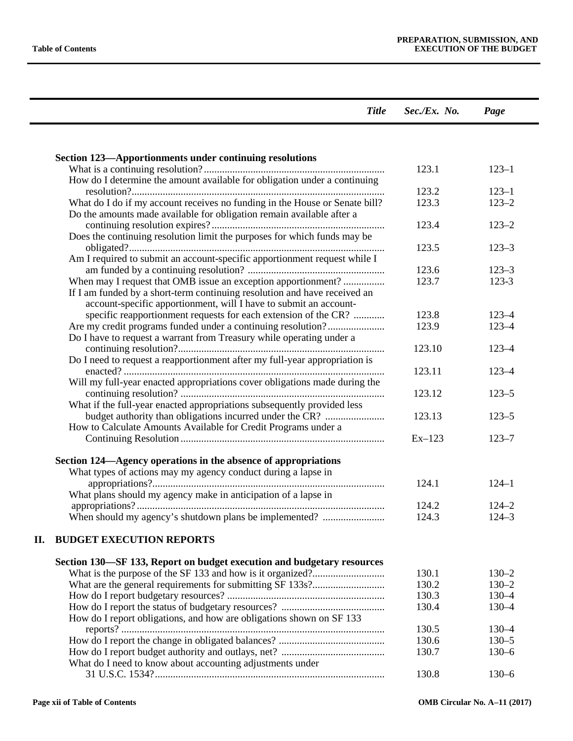| Title | Sec./Ex. No. | Page |
| --- | --- | --- |
| **Section 123—Apportionments under continuing resolutions** | | |
| What is a continuing resolution? | 123.1 | 123–1 |
| How do I determine the amount available for obligation under a continuing resolution? | 123.2 | 123–1 |
| What do I do if my account receives no funding in the House or Senate bill? | 123.3 | 123–2 |
| Do the amounts made available for obligation remain available after a continuing resolution expires? | 123.4 | 123–2 |
| Does the continuing resolution limit the purposes for which funds may be obligated? | 123.5 | 123–3 |
| Am I required to submit an account-specific apportionment request while I am funded by a continuing resolution? | 123.6 | 123–3 |
| When may I request that OMB issue an exception apportionment? | 123.7 | 123-3 |
| If I am funded by a short-term continuing resolution and have received an account-specific apportionment, will I have to submit an account-specific reapportionment requests for each extension of the CR? | 123.8 | 123–4 |
| Are my credit programs funded under a continuing resolution? | 123.9 | 123–4 |
| Do I have to request a warrant from Treasury while operating under a continuing resolution? | 123.10 | 123–4 |
| Do I need to request a reapportionment after my full-year appropriation is enacted? | 123.11 | 123–4 |
| Will my full-year enacted appropriations cover obligations made during the continuing resolution? | 123.12 | 123–5 |
| What if the full-year enacted appropriations subsequently provided less budget authority than obligations incurred under the CR? | 123.13 | 123–5 |
| How to Calculate Amounts Available for Credit Programs under a Continuing Resolution | Ex–123 | 123–7 |
| **Section 124—Agency operations in the absence of appropriations** | | |
| What types of actions may my agency conduct during a lapse in appropriations? | 124.1 | 124–1 |
| What plans should my agency make in anticipation of a lapse in appropriations? | 124.2 | 124–2 |
| When should my agency's shutdown plans be implemented? | 124.3 | 124–3 |
| **II. BUDGET EXECUTION REPORTS** | | |
| **Section 130—SF 133, Report on budget execution and budgetary resources** | | |
| What is the purpose of the SF 133 and how is it organized? | 130.1 | 130–2 |
| What are the general requirements for submitting SF 133s? | 130.2 | 130–2 |
| How do I report budgetary resources? | 130.3 | 130–4 |
| How do I report the status of budgetary resources? | 130.4 | 130–4 |
| How do I report obligations, and how are obligations shown on SF 133 reports? | 130.5 | 130–4 |
| How do I report the change in obligated balances? | 130.6 | 130–5 |
| How do I report budget authority and outlays, net? | 130.7 | 130–6 |
| What do I need to know about accounting adjustments under 31 U.S.C. 1534? | 130.8 | 130–6 |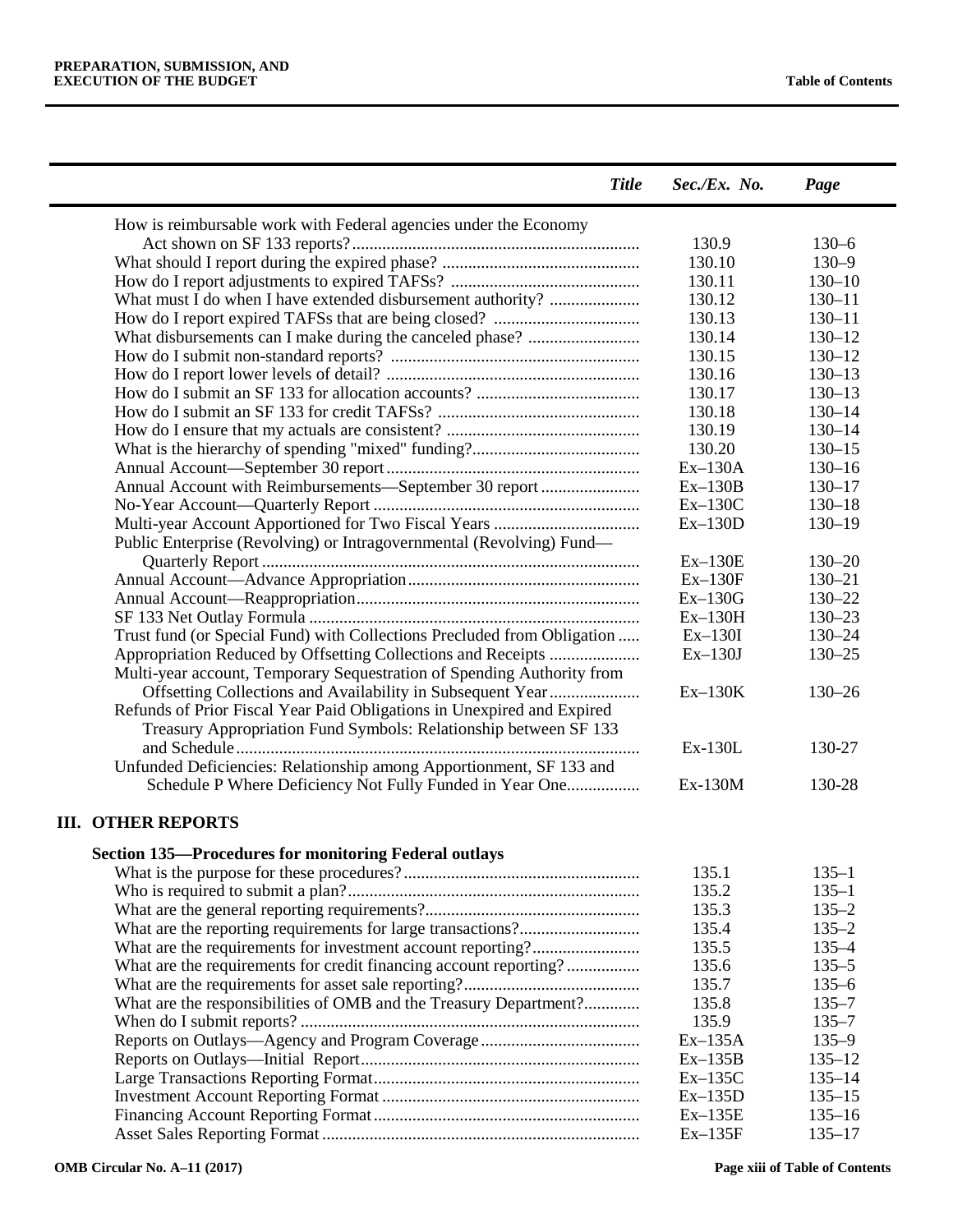| Title | Sec./Ex. No. | Page |
|---|---|---|
| How is reimbursable work with Federal agencies under the Economy Act shown on SF 133 reports? | 130.9 | 130–6 |
| What should I report during the expired phase? | 130.10 | 130–9 |
| How do I report adjustments to expired TAFSs? | 130.11 | 130–10 |
| What must I do when I have extended disbursement authority? | 130.12 | 130–11 |
| How do I report expired TAFSs that are being closed? | 130.13 | 130–11 |
| What disbursements can I make during the canceled phase? | 130.14 | 130–12 |
| How do I submit non-standard reports? | 130.15 | 130–12 |
| How do I report lower levels of detail? | 130.16 | 130–13 |
| How do I submit an SF 133 for allocation accounts? | 130.17 | 130–13 |
| How do I submit an SF 133 for credit TAFSs? | 130.18 | 130–14 |
| How do I ensure that my actuals are consistent? | 130.19 | 130–14 |
| What is the hierarchy of spending "mixed" funding? | 130.20 | 130–15 |
| Annual Account—September 30 report | Ex–130A | 130–16 |
| Annual Account with Reimbursements—September 30 report | Ex–130B | 130–17 |
| No-Year Account—Quarterly Report | Ex–130C | 130–18 |
| Multi-year Account Apportioned for Two Fiscal Years | Ex–130D | 130–19 |
| Public Enterprise (Revolving) or Intragovernmental (Revolving) Fund—Quarterly Report | Ex–130E | 130–20 |
| Annual Account—Advance Appropriation | Ex–130F | 130–21 |
| Annual Account—Reappropriation | Ex–130G | 130–22 |
| SF 133 Net Outlay Formula | Ex–130H | 130–23 |
| Trust fund (or Special Fund) with Collections Precluded from Obligation | Ex–130I | 130–24 |
| Appropriation Reduced by Offsetting Collections and Receipts | Ex–130J | 130–25 |
| Multi-year account, Temporary Sequestration of Spending Authority from Offsetting Collections and Availability in Subsequent Year | Ex–130K | 130–26 |
| Refunds of Prior Fiscal Year Paid Obligations in Unexpired and Expired Treasury Appropriation Fund Symbols: Relationship between SF 133 and Schedule | Ex-130L | 130-27 |
| Unfunded Deficiencies: Relationship among Apportionment, SF 133 and Schedule P Where Deficiency Not Fully Funded in Year One | Ex-130M | 130-28 |

## III. OTHER REPORTS

**Section 135—Procedures for monitoring Federal outlays**

| Title | Sec./Ex. No. | Page |
|---|---|---|
| What is the purpose for these procedures? | 135.1 | 135–1 |
| Who is required to submit a plan? | 135.2 | 135–1 |
| What are the general reporting requirements? | 135.3 | 135–2 |
| What are the reporting requirements for large transactions? | 135.4 | 135–2 |
| What are the requirements for investment account reporting? | 135.5 | 135–4 |
| What are the requirements for credit financing account reporting? | 135.6 | 135–5 |
| What are the requirements for asset sale reporting? | 135.7 | 135–6 |
| What are the responsibilities of OMB and the Treasury Department? | 135.8 | 135–7 |
| When do I submit reports? | 135.9 | 135–7 |
| Reports on Outlays—Agency and Program Coverage | Ex–135A | 135–9 |
| Reports on Outlays—Initial Report | Ex–135B | 135–12 |
| Large Transactions Reporting Format | Ex–135C | 135–14 |
| Investment Account Reporting Format | Ex–135D | 135–15 |
| Financing Account Reporting Format | Ex–135E | 135–16 |
| Asset Sales Reporting Format | Ex–135F | 135–17 |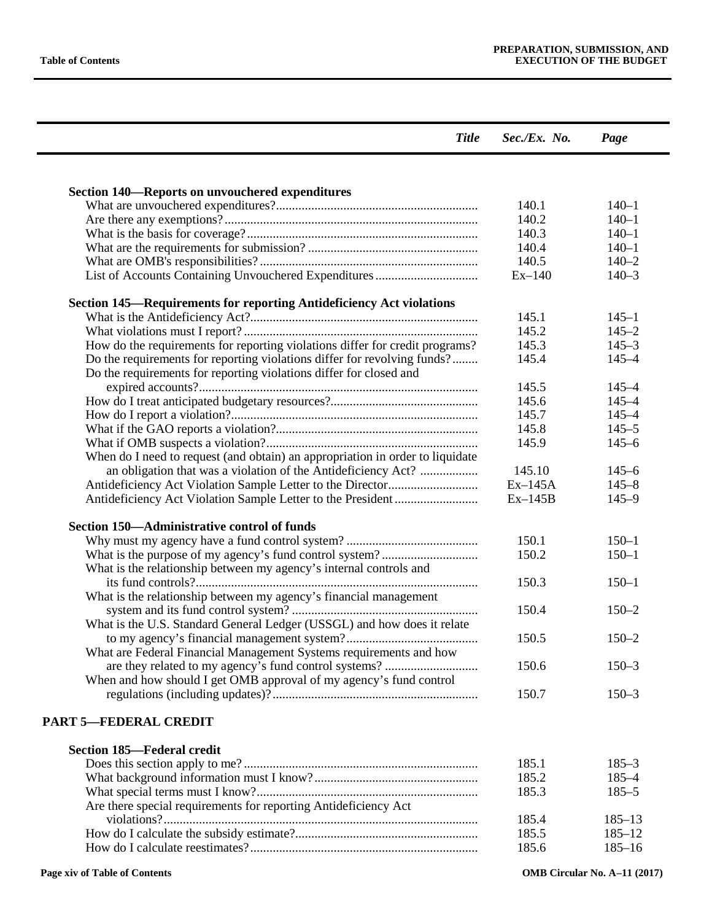| Title | Sec./Ex. No. | Page |
|---|---|---|
| **Section 140—Reports on unvouchered expenditures** | | |
| What are unvouchered expenditures? | 140.1 | 140–1 |
| Are there any exemptions? | 140.2 | 140–1 |
| What is the basis for coverage? | 140.3 | 140–1 |
| What are the requirements for submission? | 140.4 | 140–1 |
| What are OMB's responsibilities? | 140.5 | 140–2 |
| List of Accounts Containing Unvouchered Expenditures | Ex–140 | 140–3 |
| **Section 145—Requirements for reporting Antideficiency Act violations** | | |
| What is the Antideficiency Act? | 145.1 | 145–1 |
| What violations must I report? | 145.2 | 145–2 |
| How do the requirements for reporting violations differ for credit programs? | 145.3 | 145–3 |
| Do the requirements for reporting violations differ for revolving funds? | 145.4 | 145–4 |
| Do the requirements for reporting violations differ for closed and expired accounts? | 145.5 | 145–4 |
| How do I treat anticipated budgetary resources? | 145.6 | 145–4 |
| How do I report a violation? | 145.7 | 145–4 |
| What if the GAO reports a violation? | 145.8 | 145–5 |
| What if OMB suspects a violation? | 145.9 | 145–6 |
| When do I need to request (and obtain) an appropriation in order to liquidate an obligation that was a violation of the Antideficiency Act? | 145.10 | 145–6 |
| Antideficiency Act Violation Sample Letter to the Director | Ex–145A | 145–8 |
| Antideficiency Act Violation Sample Letter to the President | Ex–145B | 145–9 |
| **Section 150—Administrative control of funds** | | |
| Why must my agency have a fund control system? | 150.1 | 150–1 |
| What is the purpose of my agency's fund control system? | 150.2 | 150–1 |
| What is the relationship between my agency's internal controls and its fund controls? | 150.3 | 150–1 |
| What is the relationship between my agency's financial management system and its fund control system? | 150.4 | 150–2 |
| What is the U.S. Standard General Ledger (USSGL) and how does it relate to my agency's financial management system? | 150.5 | 150–2 |
| What are Federal Financial Management Systems requirements and how are they related to my agency's fund control systems? | 150.6 | 150–3 |
| When and how should I get OMB approval of my agency's fund control regulations (including updates)? | 150.7 | 150–3 |
| **PART 5—FEDERAL CREDIT** | | |
| **Section 185—Federal credit** | | |
| Does this section apply to me? | 185.1 | 185–3 |
| What background information must I know? | 185.2 | 185–4 |
| What special terms must I know? | 185.3 | 185–5 |
| Are there special requirements for reporting Antideficiency Act violations? | 185.4 | 185–13 |
| How do I calculate the subsidy estimate? | 185.5 | 185–12 |
| How do I calculate reestimates? | 185.6 | 185–16 |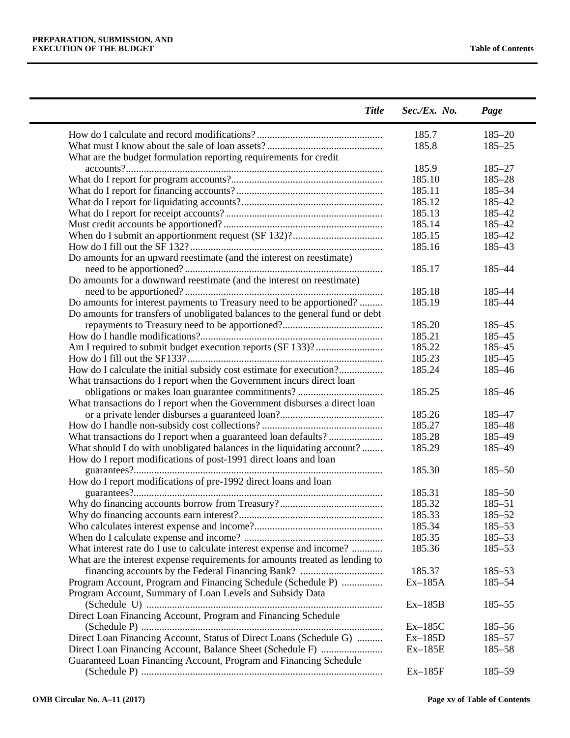| *Title* | *Sec./Ex. No.* | *Page* |
|---|---|---|
| How do I calculate and record modifications? | 185.7 | 185–20 |
| What must I know about the sale of loan assets? | 185.8 | 185–25 |
| What are the budget formulation reporting requirements for credit accounts? | 185.9 | 185–27 |
| What do I report for program accounts? | 185.10 | 185–28 |
| What do I report for financing accounts? | 185.11 | 185–34 |
| What do I report for liquidating accounts? | 185.12 | 185–42 |
| What do I report for receipt accounts? | 185.13 | 185–42 |
| Must credit accounts be apportioned? | 185.14 | 185–42 |
| When do I submit an apportionment request (SF 132)? | 185.15 | 185–42 |
| How do I fill out the SF 132? | 185.16 | 185–43 |
| Do amounts for an upward reestimate (and the interest on reestimate) need to be apportioned? | 185.17 | 185–44 |
| Do amounts for a downward reestimate (and the interest on reestimate) need to be apportioned? | 185.18 | 185–44 |
| Do amounts for interest payments to Treasury need to be apportioned? | 185.19 | 185–44 |
| Do amounts for transfers of unobligated balances to the general fund or debt repayments to Treasury need to be apportioned? | 185.20 | 185–45 |
| How do I handle modifications? | 185.21 | 185–45 |
| Am I required to submit budget execution reports (SF 133)? | 185.22 | 185–45 |
| How do I fill out the SF133? | 185.23 | 185–45 |
| How do I calculate the initial subsidy cost estimate for execution? | 185.24 | 185–46 |
| What transactions do I report when the Government incurs direct loan obligations or makes loan guarantee commitments? | 185.25 | 185–46 |
| What transactions do I report when the Government disburses a direct loan or a private lender disburses a guaranteed loan? | 185.26 | 185–47 |
| How do I handle non-subsidy cost collections? | 185.27 | 185–48 |
| What transactions do I report when a guaranteed loan defaults? | 185.28 | 185–49 |
| What should I do with unobligated balances in the liquidating account? | 185.29 | 185–49 |
| How do I report modifications of post-1991 direct loans and loan guarantees? | 185.30 | 185–50 |
| How do I report modifications of pre-1992 direct loans and loan guarantees? | 185.31 | 185–50 |
| Why do financing accounts borrow from Treasury? | 185.32 | 185–51 |
| Why do financing accounts earn interest? | 185.33 | 185–52 |
| Who calculates interest expense and income? | 185.34 | 185–53 |
| When do I calculate expense and income? | 185.35 | 185–53 |
| What interest rate do I use to calculate interest expense and income? | 185.36 | 185–53 |
| What are the interest expense requirements for amounts treated as lending to financing accounts by the Federal Financing Bank? | 185.37 | 185–53 |
| Program Account, Program and Financing Schedule (Schedule P) | Ex–185A | 185–54 |
| Program Account, Summary of Loan Levels and Subsidy Data (Schedule U) | Ex–185B | 185–55 |
| Direct Loan Financing Account, Program and Financing Schedule (Schedule P) | Ex–185C | 185–56 |
| Direct Loan Financing Account, Status of Direct Loans (Schedule G) | Ex–185D | 185–57 |
| Direct Loan Financing Account, Balance Sheet (Schedule F) | Ex–185E | 185–58 |
| Guaranteed Loan Financing Account, Program and Financing Schedule (Schedule P) | Ex–185F | 185–59 |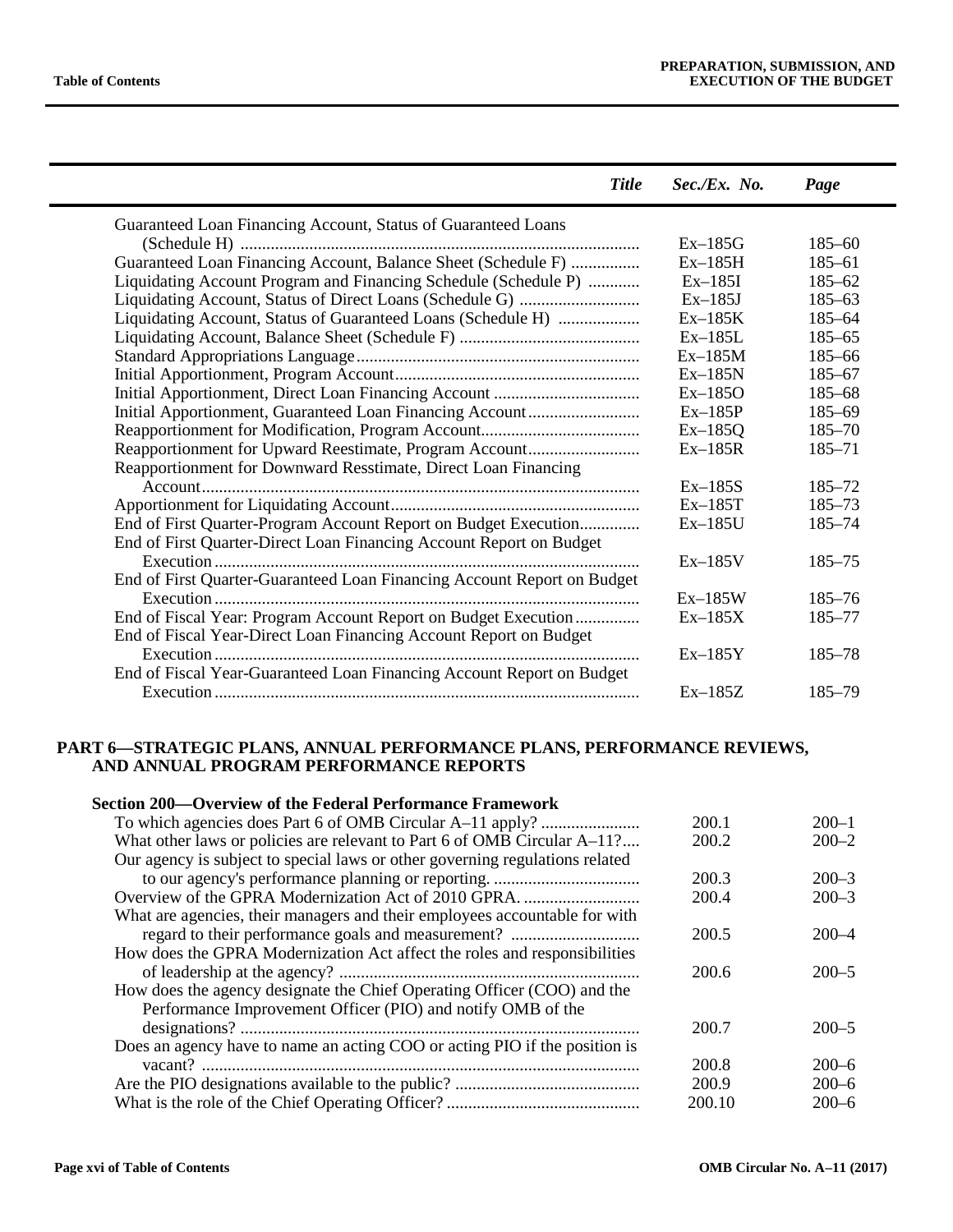| *Title* | *Sec./Ex. No.* | *Page* |
|---|---|---|
| Guaranteed Loan Financing Account, Status of Guaranteed Loans (Schedule H) | Ex–185G | 185–60 |
| Guaranteed Loan Financing Account, Balance Sheet (Schedule F) | Ex–185H | 185–61 |
| Liquidating Account Program and Financing Schedule (Schedule P) | Ex–185I | 185–62 |
| Liquidating Account, Status of Direct Loans (Schedule G) | Ex–185J | 185–63 |
| Liquidating Account, Status of Guaranteed Loans (Schedule H) | Ex–185K | 185–64 |
| Liquidating Account, Balance Sheet (Schedule F) | Ex–185L | 185–65 |
| Standard Appropriations Language | Ex–185M | 185–66 |
| Initial Apportionment, Program Account | Ex–185N | 185–67 |
| Initial Apportionment, Direct Loan Financing Account | Ex–185O | 185–68 |
| Initial Apportionment, Guaranteed Loan Financing Account | Ex–185P | 185–69 |
| Reapportionment for Modification, Program Account | Ex–185Q | 185–70 |
| Reapportionment for Upward Reestimate, Program Account | Ex–185R | 185–71 |
| Reapportionment for Downward Resstimate, Direct Loan Financing Account | Ex–185S | 185–72 |
| Apportionment for Liquidating Account | Ex–185T | 185–73 |
| End of First Quarter-Program Account Report on Budget Execution | Ex–185U | 185–74 |
| End of First Quarter-Direct Loan Financing Account Report on Budget Execution | Ex–185V | 185–75 |
| End of First Quarter-Guaranteed Loan Financing Account Report on Budget Execution | Ex–185W | 185–76 |
| End of Fiscal Year: Program Account Report on Budget Execution | Ex–185X | 185–77 |
| End of Fiscal Year-Direct Loan Financing Account Report on Budget Execution | Ex–185Y | 185–78 |
| End of Fiscal Year-Guaranteed Loan Financing Account Report on Budget Execution | Ex–185Z | 185–79 |

## PART 6—STRATEGIC PLANS, ANNUAL PERFORMANCE PLANS, PERFORMANCE REVIEWS, AND ANNUAL PROGRAM PERFORMANCE REPORTS

| *Title* | *Sec./Ex. No.* | *Page* |
|---|---|---|
| **Section 200—Overview of the Federal Performance Framework** | | |
| To which agencies does Part 6 of OMB Circular A–11 apply? | 200.1 | 200–1 |
| What other laws or policies are relevant to Part 6 of OMB Circular A–11? | 200.2 | 200–2 |
| Our agency is subject to special laws or other governing regulations related to our agency's performance planning or reporting. | 200.3 | 200–3 |
| Overview of the GPRA Modernization Act of 2010 GPRA. | 200.4 | 200–3 |
| What are agencies, their managers and their employees accountable for with regard to their performance goals and measurement? | 200.5 | 200–4 |
| How does the GPRA Modernization Act affect the roles and responsibilities of leadership at the agency? | 200.6 | 200–5 |
| How does the agency designate the Chief Operating Officer (COO) and the Performance Improvement Officer (PIO) and notify OMB of the designations? | 200.7 | 200–5 |
| Does an agency have to name an acting COO or acting PIO if the position is vacant? | 200.8 | 200–6 |
| Are the PIO designations available to the public? | 200.9 | 200–6 |
| What is the role of the Chief Operating Officer? | 200.10 | 200–6 |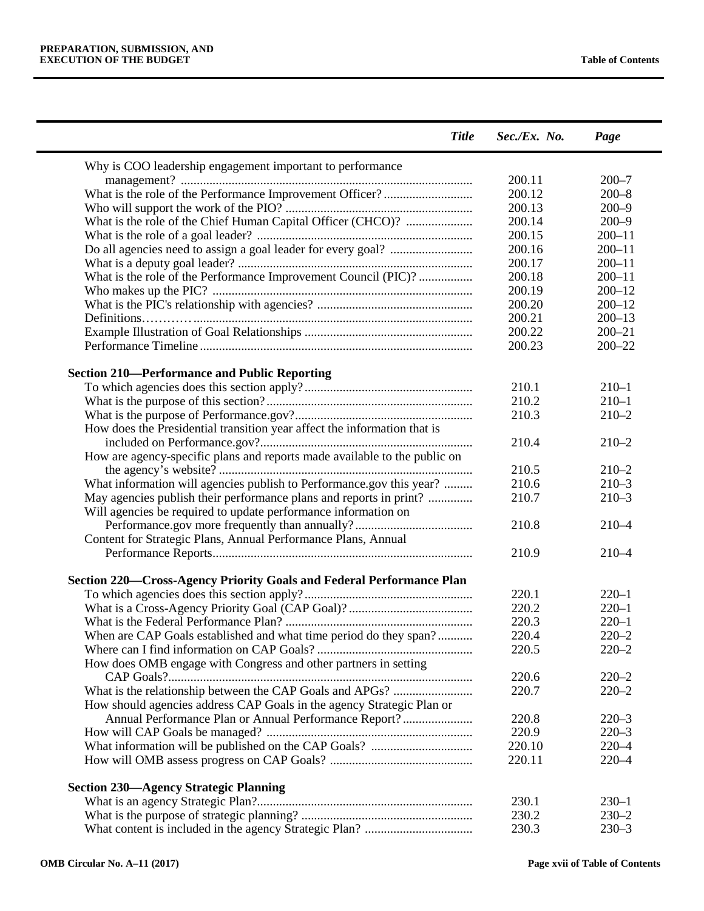| Title | Sec./Ex. No. | Page |
|---|---|---|
| Why is COO leadership engagement important to performance management? | 200.11 | 200–7 |
| What is the role of the Performance Improvement Officer? | 200.12 | 200–8 |
| Who will support the work of the PIO? | 200.13 | 200–9 |
| What is the role of the Chief Human Capital Officer (CHCO)? | 200.14 | 200–9 |
| What is the role of a goal leader? | 200.15 | 200–11 |
| Do all agencies need to assign a goal leader for every goal? | 200.16 | 200–11 |
| What is a deputy goal leader? | 200.17 | 200–11 |
| What is the role of the Performance Improvement Council (PIC)? | 200.18 | 200–11 |
| Who makes up the PIC? | 200.19 | 200–12 |
| What is the PIC's relationship with agencies? | 200.20 | 200–12 |
| Definitions | 200.21 | 200–13 |
| Example Illustration of Goal Relationships | 200.22 | 200–21 |
| Performance Timeline | 200.23 | 200–22 |
| **Section 210—Performance and Public Reporting** | | |
| To which agencies does this section apply? | 210.1 | 210–1 |
| What is the purpose of this section? | 210.2 | 210–1 |
| What is the purpose of Performance.gov? | 210.3 | 210–2 |
| How does the Presidential transition year affect the information that is included on Performance.gov? | 210.4 | 210–2 |
| How are agency-specific plans and reports made available to the public on the agency's website? | 210.5 | 210–2 |
| What information will agencies publish to Performance.gov this year? | 210.6 | 210–3 |
| May agencies publish their performance plans and reports in print? | 210.7 | 210–3 |
| Will agencies be required to update performance information on Performance.gov more frequently than annually? | 210.8 | 210–4 |
| Content for Strategic Plans, Annual Performance Plans, Annual Performance Reports | 210.9 | 210–4 |
| **Section 220—Cross-Agency Priority Goals and Federal Performance Plan** | | |
| To which agencies does this section apply? | 220.1 | 220–1 |
| What is a Cross-Agency Priority Goal (CAP Goal)? | 220.2 | 220–1 |
| What is the Federal Performance Plan? | 220.3 | 220–1 |
| When are CAP Goals established and what time period do they span? | 220.4 | 220–2 |
| Where can I find information on CAP Goals? | 220.5 | 220–2 |
| How does OMB engage with Congress and other partners in setting CAP Goals? | 220.6 | 220–2 |
| What is the relationship between the CAP Goals and APGs? | 220.7 | 220–2 |
| How should agencies address CAP Goals in the agency Strategic Plan or Annual Performance Plan or Annual Performance Report? | 220.8 | 220–3 |
| How will CAP Goals be managed? | 220.9 | 220–3 |
| What information will be published on the CAP Goals? | 220.10 | 220–4 |
| How will OMB assess progress on CAP Goals? | 220.11 | 220–4 |
| **Section 230—Agency Strategic Planning** | | |
| What is an agency Strategic Plan? | 230.1 | 230–1 |
| What is the purpose of strategic planning? | 230.2 | 230–2 |
| What content is included in the agency Strategic Plan? | 230.3 | 230–3 |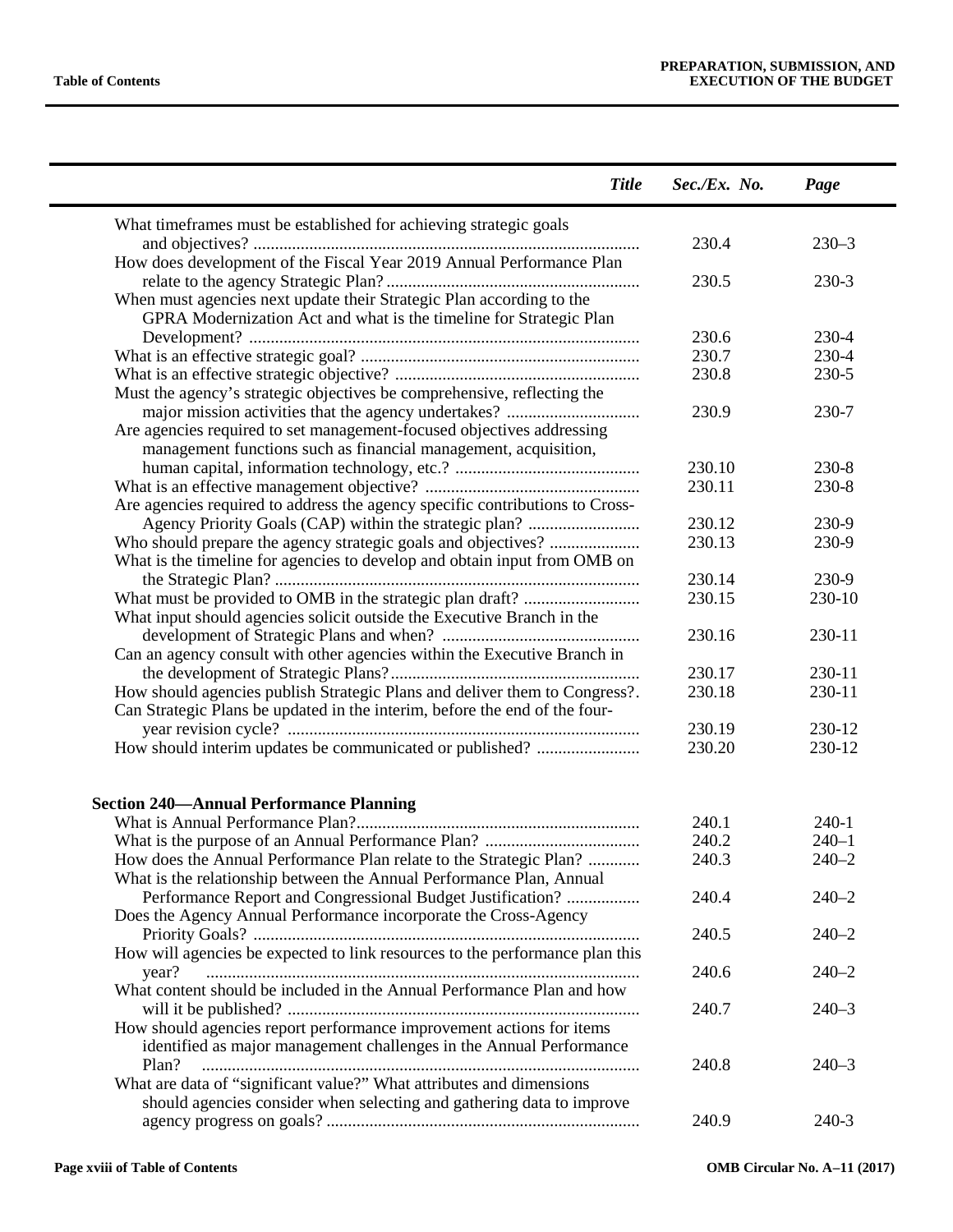| *Title* | *Sec./Ex. No.* | *Page* |
|---|---|---|
| What timeframes must be established for achieving strategic goals and objectives? | 230.4 | 230–3 |
| How does development of the Fiscal Year 2019 Annual Performance Plan relate to the agency Strategic Plan? | 230.5 | 230-3 |
| When must agencies next update their Strategic Plan according to the GPRA Modernization Act and what is the timeline for Strategic Plan Development? | 230.6 | 230-4 |
| What is an effective strategic goal? | 230.7 | 230-4 |
| What is an effective strategic objective? | 230.8 | 230-5 |
| Must the agency's strategic objectives be comprehensive, reflecting the major mission activities that the agency undertakes? | 230.9 | 230-7 |
| Are agencies required to set management-focused objectives addressing management functions such as financial management, acquisition, human capital, information technology, etc.? | 230.10 | 230-8 |
| What is an effective management objective? | 230.11 | 230-8 |
| Are agencies required to address the agency specific contributions to Cross-Agency Priority Goals (CAP) within the strategic plan? | 230.12 | 230-9 |
| Who should prepare the agency strategic goals and objectives? | 230.13 | 230-9 |
| What is the timeline for agencies to develop and obtain input from OMB on the Strategic Plan? | 230.14 | 230-9 |
| What must be provided to OMB in the strategic plan draft? | 230.15 | 230-10 |
| What input should agencies solicit outside the Executive Branch in the development of Strategic Plans and when? | 230.16 | 230-11 |
| Can an agency consult with other agencies within the Executive Branch in the development of Strategic Plans? | 230.17 | 230-11 |
| How should agencies publish Strategic Plans and deliver them to Congress?. | 230.18 | 230-11 |
| Can Strategic Plans be updated in the interim, before the end of the four-year revision cycle? | 230.19 | 230-12 |
| How should interim updates be communicated or published? | 230.20 | 230-12 |
| **Section 240—Annual Performance Planning** | | |
| What is Annual Performance Plan? | 240.1 | 240-1 |
| What is the purpose of an Annual Performance Plan? | 240.2 | 240–1 |
| How does the Annual Performance Plan relate to the Strategic Plan? | 240.3 | 240–2 |
| What is the relationship between the Annual Performance Plan, Annual Performance Report and Congressional Budget Justification? | 240.4 | 240–2 |
| Does the Agency Annual Performance incorporate the Cross-Agency Priority Goals? | 240.5 | 240–2 |
| How will agencies be expected to link resources to the performance plan this year? | 240.6 | 240–2 |
| What content should be included in the Annual Performance Plan and how will it be published? | 240.7 | 240–3 |
| How should agencies report performance improvement actions for items identified as major management challenges in the Annual Performance Plan? | 240.8 | 240–3 |
| What are data of "significant value?" What attributes and dimensions should agencies consider when selecting and gathering data to improve agency progress on goals? | 240.9 | 240-3 |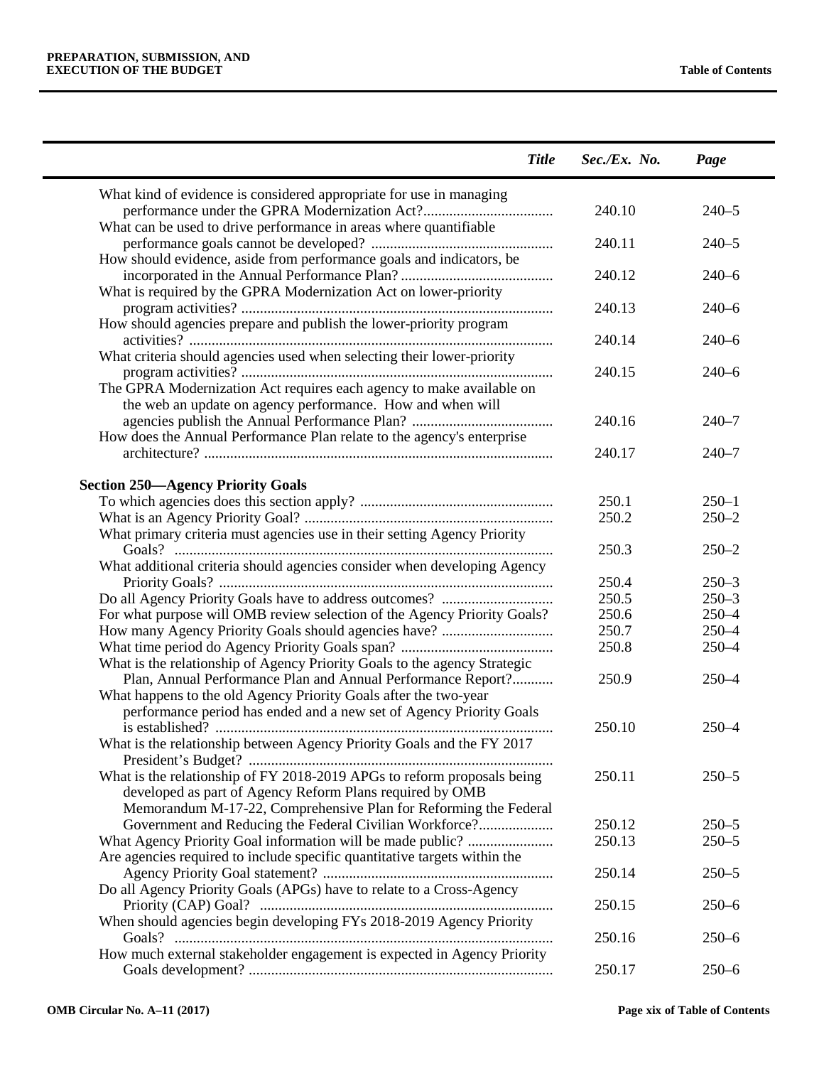| *Title* | *Sec./Ex. No.* | *Page* |
|---|---|---|
| What kind of evidence is considered appropriate for use in managing performance under the GPRA Modernization Act? | 240.10 | 240–5 |
| What can be used to drive performance in areas where quantifiable performance goals cannot be developed? | 240.11 | 240–5 |
| How should evidence, aside from performance goals and indicators, be incorporated in the Annual Performance Plan? | 240.12 | 240–6 |
| What is required by the GPRA Modernization Act on lower-priority program activities? | 240.13 | 240–6 |
| How should agencies prepare and publish the lower-priority program activities? | 240.14 | 240–6 |
| What criteria should agencies used when selecting their lower-priority program activities? | 240.15 | 240–6 |
| The GPRA Modernization Act requires each agency to make available on the web an update on agency performance. How and when will agencies publish the Annual Performance Plan? | 240.16 | 240–7 |
| How does the Annual Performance Plan relate to the agency's enterprise architecture? | 240.17 | 240–7 |
| **Section 250—Agency Priority Goals** | | |
| To which agencies does this section apply? | 250.1 | 250–1 |
| What is an Agency Priority Goal? | 250.2 | 250–2 |
| What primary criteria must agencies use in their setting Agency Priority Goals? | 250.3 | 250–2 |
| What additional criteria should agencies consider when developing Agency Priority Goals? | 250.4 | 250–3 |
| Do all Agency Priority Goals have to address outcomes? | 250.5 | 250–3 |
| For what purpose will OMB review selection of the Agency Priority Goals? | 250.6 | 250–4 |
| How many Agency Priority Goals should agencies have? | 250.7 | 250–4 |
| What time period do Agency Priority Goals span? | 250.8 | 250–4 |
| What is the relationship of Agency Priority Goals to the agency Strategic Plan, Annual Performance Plan and Annual Performance Report? | 250.9 | 250–4 |
| What happens to the old Agency Priority Goals after the two-year performance period has ended and a new set of Agency Priority Goals is established? | 250.10 | 250–4 |
| What is the relationship between Agency Priority Goals and the FY 2017 President's Budget? | | |
| What is the relationship of FY 2018-2019 APGs to reform proposals being developed as part of Agency Reform Plans required by OMB Memorandum M-17-22, Comprehensive Plan for Reforming the Federal Government and Reducing the Federal Civilian Workforce? | 250.11<br>250.12 | 250–5<br>250–5 |
| What Agency Priority Goal information will be made public? | 250.13 | 250–5 |
| Are agencies required to include specific quantitative targets within the Agency Priority Goal statement? | 250.14 | 250–5 |
| Do all Agency Priority Goals (APGs) have to relate to a Cross-Agency Priority (CAP) Goal? | 250.15 | 250–6 |
| When should agencies begin developing FYs 2018-2019 Agency Priority Goals? | 250.16 | 250–6 |
| How much external stakeholder engagement is expected in Agency Priority Goals development? | 250.17 | 250–6 |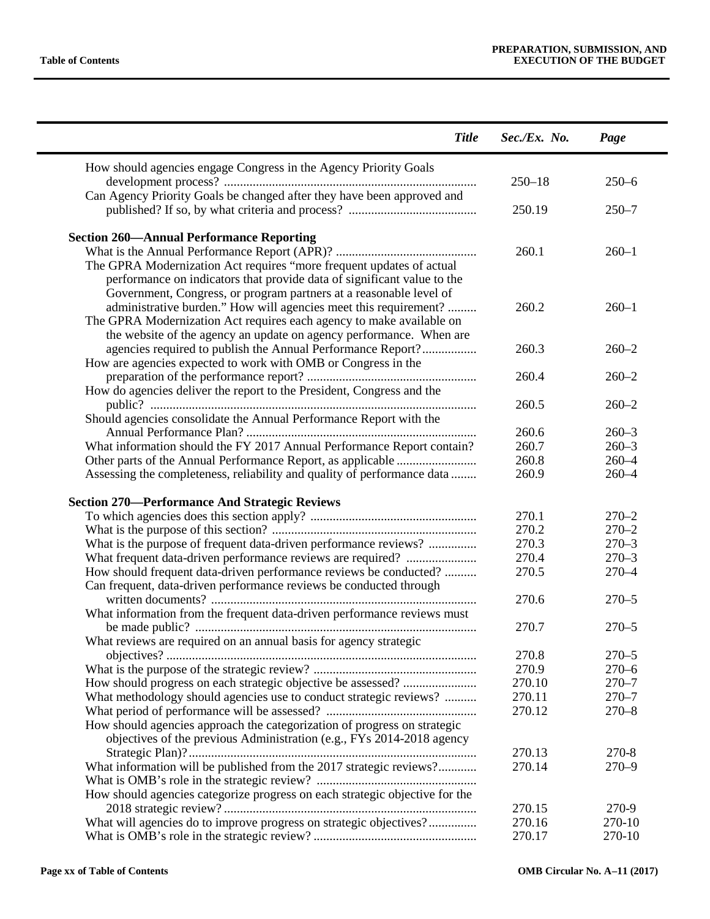| Title | Sec./Ex. No. | Page |
|---|---|---|
| How should agencies engage Congress in the Agency Priority Goals development process? | 250–18 | 250–6 |
| Can Agency Priority Goals be changed after they have been approved and published? If so, by what criteria and process? | 250.19 | 250–7 |
| **Section 260—Annual Performance Reporting** | | |
| What is the Annual Performance Report (APR)? | 260.1 | 260–1 |
| The GPRA Modernization Act requires “more frequent updates of actual performance on indicators that provide data of significant value to the Government, Congress, or program partners at a reasonable level of administrative burden.” How will agencies meet this requirement? | 260.2 | 260–1 |
| The GPRA Modernization Act requires each agency to make available on the website of the agency an update on agency performance. When are agencies required to publish the Annual Performance Report? | 260.3 | 260–2 |
| How are agencies expected to work with OMB or Congress in the preparation of the performance report? | 260.4 | 260–2 |
| How do agencies deliver the report to the President, Congress and the public? | 260.5 | 260–2 |
| Should agencies consolidate the Annual Performance Report with the Annual Performance Plan? | 260.6 | 260–3 |
| What information should the FY 2017 Annual Performance Report contain? | 260.7 | 260–3 |
| Other parts of the Annual Performance Report, as applicable | 260.8 | 260–4 |
| Assessing the completeness, reliability and quality of performance data | 260.9 | 260–4 |
| **Section 270—Performance And Strategic Reviews** | | |
| To which agencies does this section apply? | 270.1 | 270–2 |
| What is the purpose of this section? | 270.2 | 270–2 |
| What is the purpose of frequent data-driven performance reviews? | 270.3 | 270–3 |
| What frequent data-driven performance reviews are required? | 270.4 | 270–3 |
| How should frequent data-driven performance reviews be conducted? | 270.5 | 270–4 |
| Can frequent, data-driven performance reviews be conducted through written documents? | 270.6 | 270–5 |
| What information from the frequent data-driven performance reviews must be made public? | 270.7 | 270–5 |
| What reviews are required on an annual basis for agency strategic objectives? | 270.8 | 270–5 |
| What is the purpose of the strategic review? | 270.9 | 270–6 |
| How should progress on each strategic objective be assessed? | 270.10 | 270–7 |
| What methodology should agencies use to conduct strategic reviews? | 270.11 | 270–7 |
| What period of performance will be assessed? | 270.12 | 270–8 |
| How should agencies approach the categorization of progress on strategic objectives of the previous Administration (e.g., FYs 2014-2018 agency Strategic Plan)? | 270.13 | 270-8 |
| What information will be published from the 2017 strategic reviews? | 270.14 | 270–9 |
| What is OMB’s role in the strategic review? | | |
| How should agencies categorize progress on each strategic objective for the 2018 strategic review? | 270.15 | 270-9 |
| What will agencies do to improve progress on strategic objectives? | 270.16 | 270-10 |
| What is OMB’s role in the strategic review? | 270.17 | 270-10 |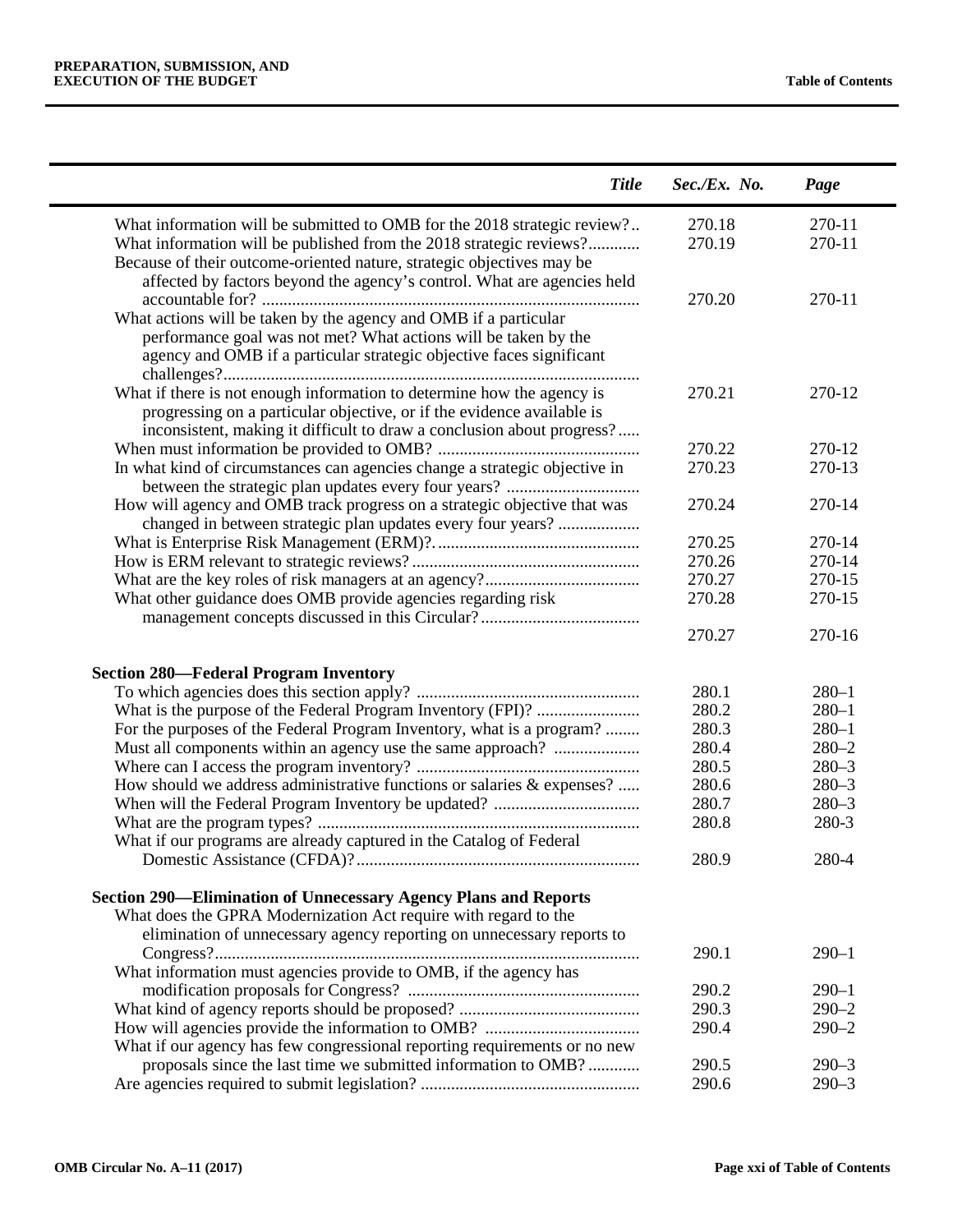| Title | Sec./Ex. No. | Page |
|---|---|---|
| What information will be submitted to OMB for the 2018 strategic review? | 270.18 | 270-11 |
| What information will be published from the 2018 strategic reviews? | 270.19 | 270-11 |
| Because of their outcome-oriented nature, strategic objectives may be affected by factors beyond the agency's control. What are agencies held accountable for? | 270.20 | 270-11 |
| What actions will be taken by the agency and OMB if a particular performance goal was not met? What actions will be taken by the agency and OMB if a particular strategic objective faces significant challenges? | | |
| What if there is not enough information to determine how the agency is progressing on a particular objective, or if the evidence available is inconsistent, making it difficult to draw a conclusion about progress? | 270.21 | 270-12 |
| When must information be provided to OMB? | 270.22 | 270-12 |
| In what kind of circumstances can agencies change a strategic objective in between the strategic plan updates every four years? | 270.23 | 270-13 |
| How will agency and OMB track progress on a strategic objective that was changed in between strategic plan updates every four years? | 270.24 | 270-14 |
| What is Enterprise Risk Management (ERM)? | 270.25 | 270-14 |
| How is ERM relevant to strategic reviews? | 270.26 | 270-14 |
| What are the key roles of risk managers at an agency? | 270.27 | 270-15 |
| What other guidance does OMB provide agencies regarding risk management concepts discussed in this Circular? | 270.28 | 270-15 |
| | 270.27 | 270-16 |
| **Section 280—Federal Program Inventory** | | |
| To which agencies does this section apply? | 280.1 | 280–1 |
| What is the purpose of the Federal Program Inventory (FPI)? | 280.2 | 280–1 |
| For the purposes of the Federal Program Inventory, what is a program? | 280.3 | 280–1 |
| Must all components within an agency use the same approach? | 280.4 | 280–2 |
| Where can I access the program inventory? | 280.5 | 280–3 |
| How should we address administrative functions or salaries & expenses? | 280.6 | 280–3 |
| When will the Federal Program Inventory be updated? | 280.7 | 280–3 |
| What are the program types? | 280.8 | 280-3 |
| What if our programs are already captured in the Catalog of Federal Domestic Assistance (CFDA)? | 280.9 | 280-4 |
| **Section 290—Elimination of Unnecessary Agency Plans and Reports** | | |
| What does the GPRA Modernization Act require with regard to the elimination of unnecessary agency reporting on unnecessary reports to Congress? | 290.1 | 290–1 |
| What information must agencies provide to OMB, if the agency has modification proposals for Congress? | 290.2 | 290–1 |
| What kind of agency reports should be proposed? | 290.3 | 290–2 |
| How will agencies provide the information to OMB? | 290.4 | 290–2 |
| What if our agency has few congressional reporting requirements or no new proposals since the last time we submitted information to OMB? | 290.5 | 290–3 |
| Are agencies required to submit legislation? | 290.6 | 290–3 |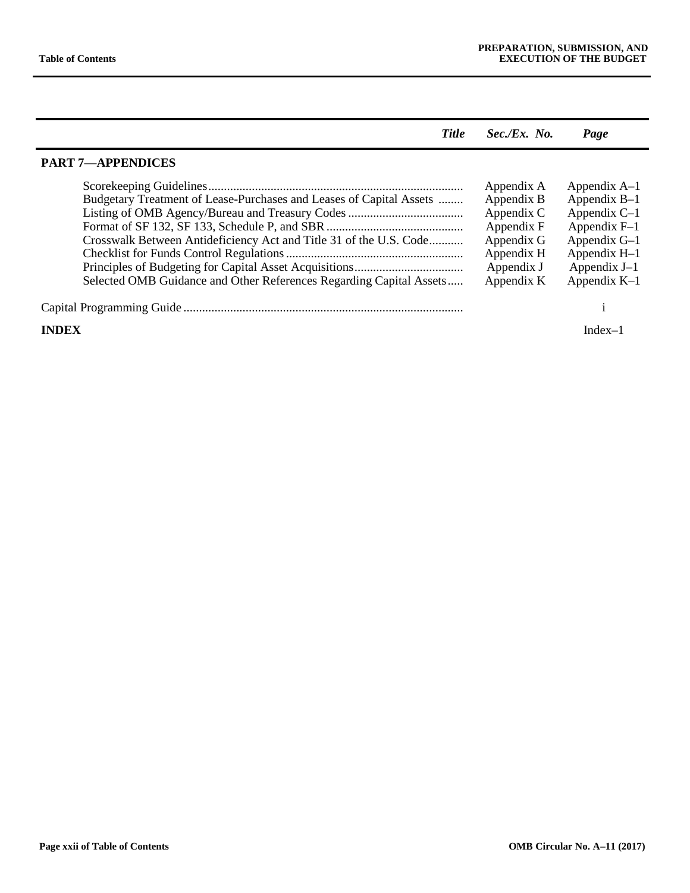| Title | Sec./Ex. No. | Page |
| --- | --- | --- |
| **PART 7—APPENDICES** | | |
| Scorekeeping Guidelines | Appendix A | Appendix A–1 |
| Budgetary Treatment of Lease-Purchases and Leases of Capital Assets | Appendix B | Appendix B–1 |
| Listing of OMB Agency/Bureau and Treasury Codes | Appendix C | Appendix C–1 |
| Format of SF 132, SF 133, Schedule P, and SBR | Appendix F | Appendix F–1 |
| Crosswalk Between Antideficiency Act and Title 31 of the U.S. Code | Appendix G | Appendix G–1 |
| Checklist for Funds Control Regulations | Appendix H | Appendix H–1 |
| Principles of Budgeting for Capital Asset Acquisitions | Appendix J | Appendix J–1 |
| Selected OMB Guidance and Other References Regarding Capital Assets | Appendix K | Appendix K–1 |
| Capital Programming Guide | | i |
| **INDEX** | | Index–1 |